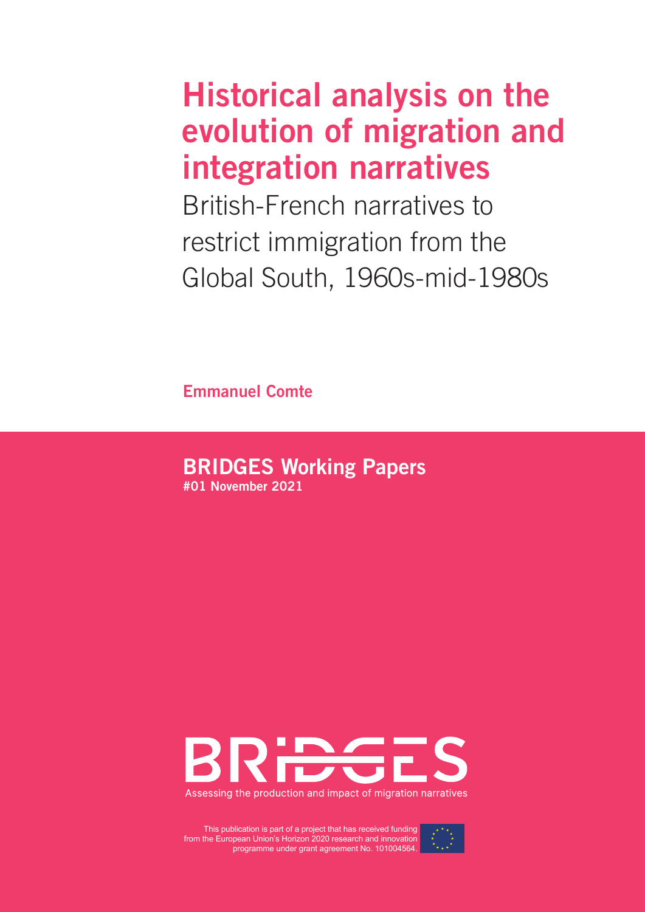# Historical analysis on the evolution of migration and integration narratives

## British-French narratives to restrict immigration from the Global South, 1960s-mid-1980s

**Emmanuel Comte**

**BRIDGES Working Papers**
**#01 November 2021**

BRIDGES

Assessing the production and impact of migration narratives

This publication is part of a project that has received funding from the European Union's Horizon 2020 research and innovation programme under grant agreement No. 101004564.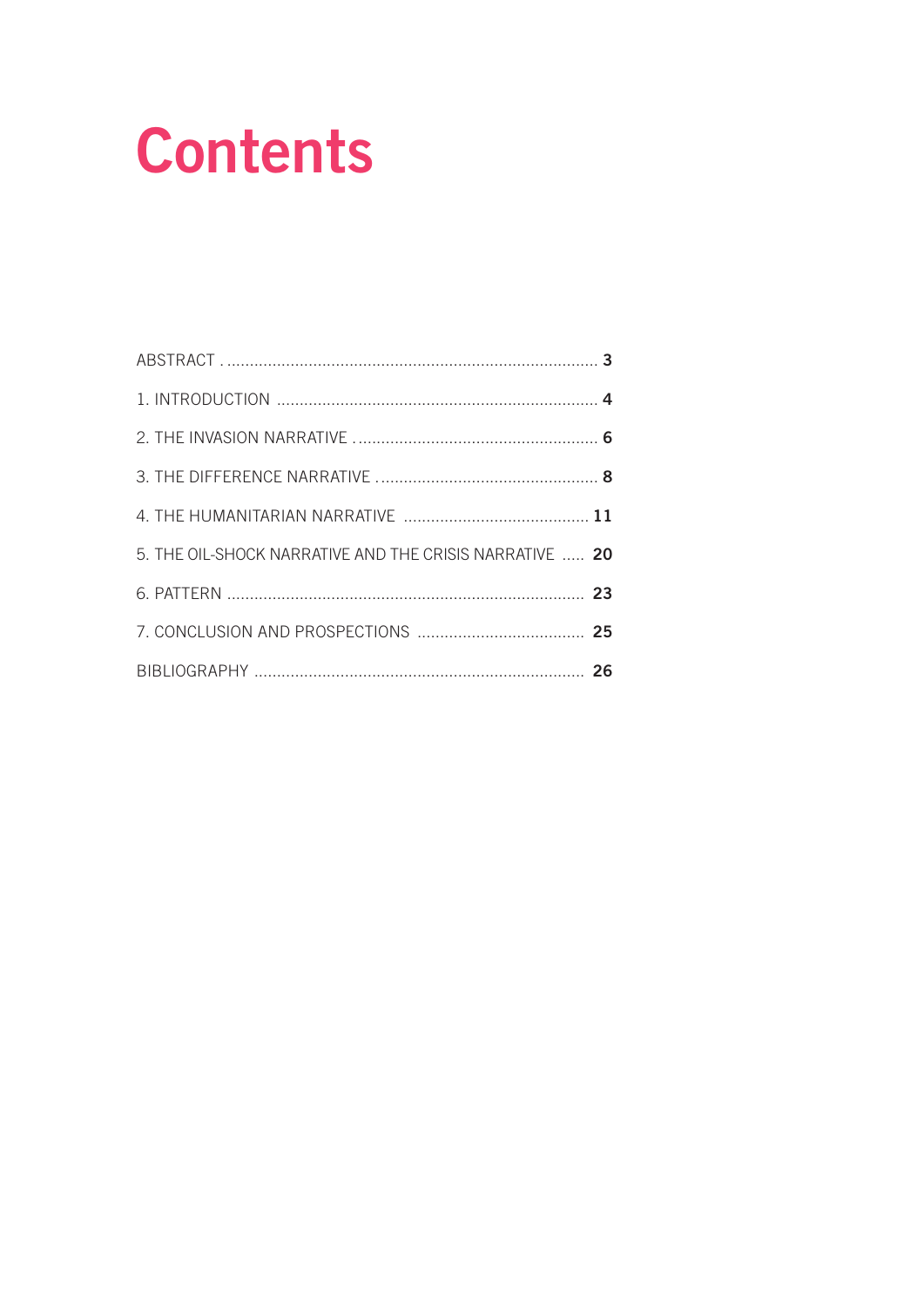# Contents

| | |
|---|---|
| ABSTRACT | **3** |
| 1. INTRODUCTION | **4** |
| 2. THE INVASION NARRATIVE | **6** |
| 3. THE DIFFERENCE NARRATIVE | **8** |
| 4. THE HUMANITARIAN NARRATIVE | **11** |
| 5. THE OIL-SHOCK NARRATIVE AND THE CRISIS NARRATIVE | **20** |
| 6. PATTERN | **23** |
| 7. CONCLUSION AND PROSPECTIONS | **25** |
| BIBLIOGRAPHY | **26** |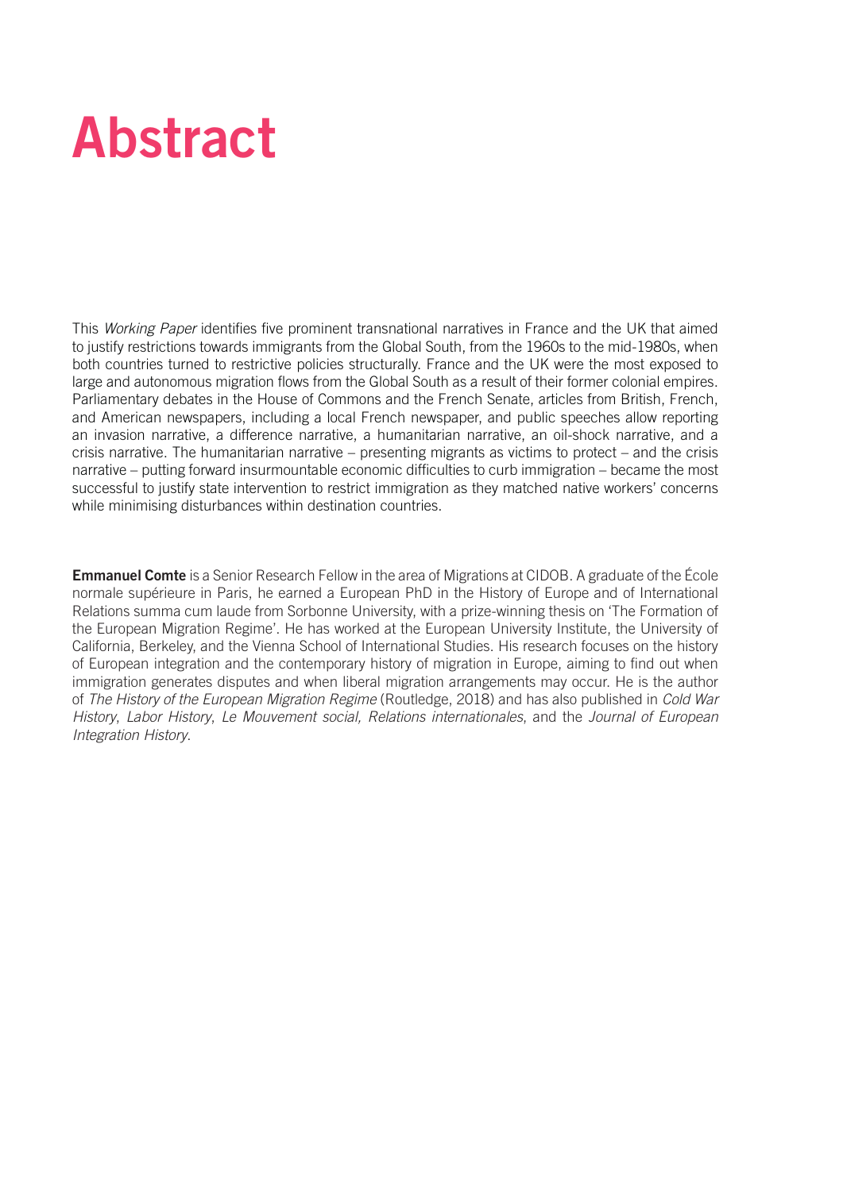# Abstract

This *Working Paper* identifies five prominent transnational narratives in France and the UK that aimed to justify restrictions towards immigrants from the Global South, from the 1960s to the mid-1980s, when both countries turned to restrictive policies structurally. France and the UK were the most exposed to large and autonomous migration flows from the Global South as a result of their former colonial empires. Parliamentary debates in the House of Commons and the French Senate, articles from British, French, and American newspapers, including a local French newspaper, and public speeches allow reporting an invasion narrative, a difference narrative, a humanitarian narrative, an oil-shock narrative, and a crisis narrative. The humanitarian narrative – presenting migrants as victims to protect – and the crisis narrative – putting forward insurmountable economic difficulties to curb immigration – became the most successful to justify state intervention to restrict immigration as they matched native workers' concerns while minimising disturbances within destination countries.

**Emmanuel Comte** is a Senior Research Fellow in the area of Migrations at CIDOB. A graduate of the École normale supérieure in Paris, he earned a European PhD in the History of Europe and of International Relations summa cum laude from Sorbonne University, with a prize-winning thesis on 'The Formation of the European Migration Regime'. He has worked at the European University Institute, the University of California, Berkeley, and the Vienna School of International Studies. His research focuses on the history of European integration and the contemporary history of migration in Europe, aiming to find out when immigration generates disputes and when liberal migration arrangements may occur. He is the author of *The History of the European Migration Regime* (Routledge, 2018) and has also published in *Cold War History*, *Labor History*, *Le Mouvement social, Relations internationales*, and the *Journal of European Integration History*.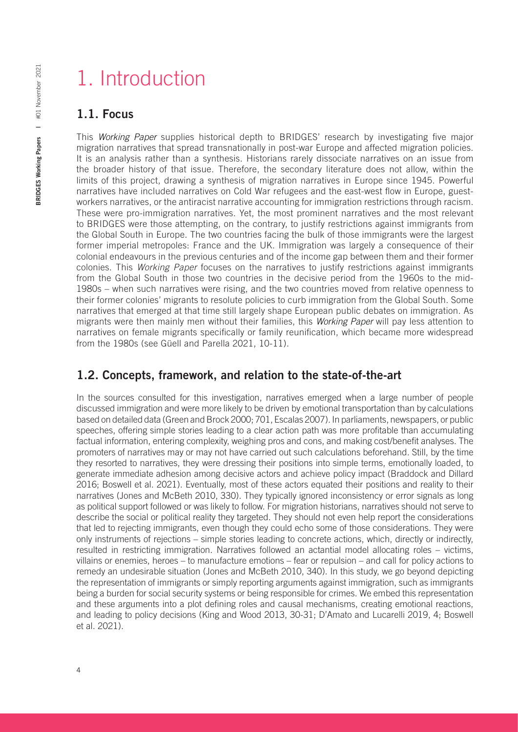# 1. Introduction

## 1.1. Focus

This *Working Paper* supplies historical depth to BRIDGES' research by investigating five major migration narratives that spread transnationally in post-war Europe and affected migration policies. It is an analysis rather than a synthesis. Historians rarely dissociate narratives on an issue from the broader history of that issue. Therefore, the secondary literature does not allow, within the limits of this project, drawing a synthesis of migration narratives in Europe since 1945. Powerful narratives have included narratives on Cold War refugees and the east-west flow in Europe, guest-workers narratives, or the antiracist narrative accounting for immigration restrictions through racism. These were pro-immigration narratives. Yet, the most prominent narratives and the most relevant to BRIDGES were those attempting, on the contrary, to justify restrictions against immigrants from the Global South in Europe. The two countries facing the bulk of those immigrants were the largest former imperial metropoles: France and the UK. Immigration was largely a consequence of their colonial endeavours in the previous centuries and of the income gap between them and their former colonies. This *Working Paper* focuses on the narratives to justify restrictions against immigrants from the Global South in those two countries in the decisive period from the 1960s to the mid-1980s – when such narratives were rising, and the two countries moved from relative openness to their former colonies' migrants to resolute policies to curb immigration from the Global South. Some narratives that emerged at that time still largely shape European public debates on immigration. As migrants were then mainly men without their families, this *Working Paper* will pay less attention to narratives on female migrants specifically or family reunification, which became more widespread from the 1980s (see Güell and Parella 2021, 10-11).

## 1.2. Concepts, framework, and relation to the state-of-the-art

In the sources consulted for this investigation, narratives emerged when a large number of people discussed immigration and were more likely to be driven by emotional transportation than by calculations based on detailed data (Green and Brock 2000; 701, Escalas 2007). In parliaments, newspapers, or public speeches, offering simple stories leading to a clear action path was more profitable than accumulating factual information, entering complexity, weighing pros and cons, and making cost/benefit analyses. The promoters of narratives may or may not have carried out such calculations beforehand. Still, by the time they resorted to narratives, they were dressing their positions into simple terms, emotionally loaded, to generate immediate adhesion among decisive actors and achieve policy impact (Braddock and Dillard 2016; Boswell et al. 2021). Eventually, most of these actors equated their positions and reality to their narratives (Jones and McBeth 2010, 330). They typically ignored inconsistency or error signals as long as political support followed or was likely to follow. For migration historians, narratives should not serve to describe the social or political reality they targeted. They should not even help report the considerations that led to rejecting immigrants, even though they could echo some of those considerations. They were only instruments of rejections – simple stories leading to concrete actions, which, directly or indirectly, resulted in restricting immigration. Narratives followed an actantial model allocating roles – victims, villains or enemies, heroes – to manufacture emotions – fear or repulsion – and call for policy actions to remedy an undesirable situation (Jones and McBeth 2010, 340). In this study, we go beyond depicting the representation of immigrants or simply reporting arguments against immigration, such as immigrants being a burden for social security systems or being responsible for crimes. We embed this representation and these arguments into a plot defining roles and causal mechanisms, creating emotional reactions, and leading to policy decisions (King and Wood 2013, 30-31; D'Amato and Lucarelli 2019, 4; Boswell et al. 2021).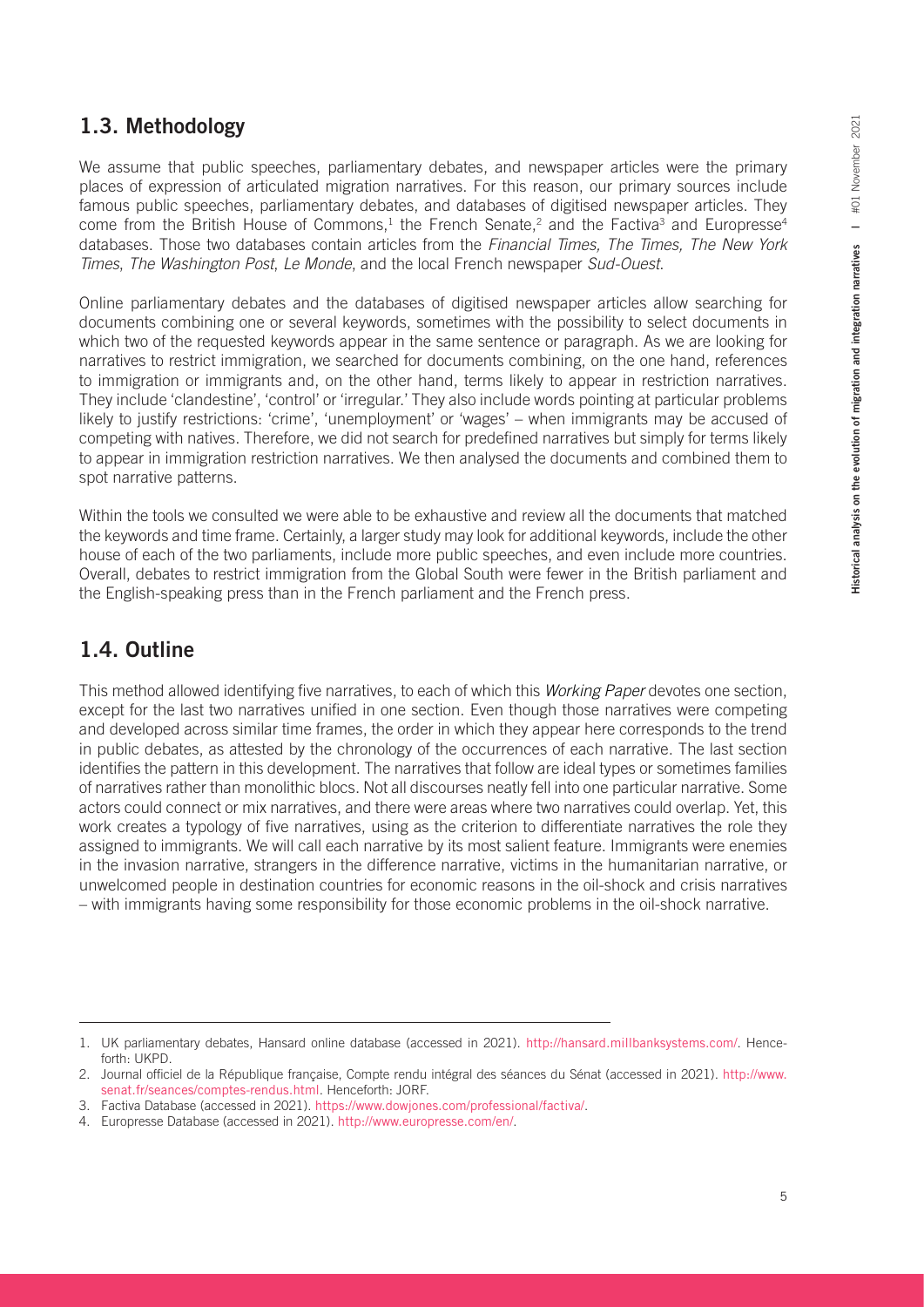## 1.3. Methodology

We assume that public speeches, parliamentary debates, and newspaper articles were the primary places of expression of articulated migration narratives. For this reason, our primary sources include famous public speeches, parliamentary debates, and databases of digitised newspaper articles. They come from the British House of Commons,[1] the French Senate,[2] and the Factiva[3] and Europresse[4] databases. Those two databases contain articles from the *Financial Times, The Times, The New York Times*, *The Washington Post*, *Le Monde*, and the local French newspaper *Sud-Ouest*.

Online parliamentary debates and the databases of digitised newspaper articles allow searching for documents combining one or several keywords, sometimes with the possibility to select documents in which two of the requested keywords appear in the same sentence or paragraph. As we are looking for narratives to restrict immigration, we searched for documents combining, on the one hand, references to immigration or immigrants and, on the other hand, terms likely to appear in restriction narratives. They include 'clandestine', 'control' or 'irregular.' They also include words pointing at particular problems likely to justify restrictions: 'crime', 'unemployment' or 'wages' – when immigrants may be accused of competing with natives. Therefore, we did not search for predefined narratives but simply for terms likely to appear in immigration restriction narratives. We then analysed the documents and combined them to spot narrative patterns.

Within the tools we consulted we were able to be exhaustive and review all the documents that matched the keywords and time frame. Certainly, a larger study may look for additional keywords, include the other house of each of the two parliaments, include more public speeches, and even include more countries. Overall, debates to restrict immigration from the Global South were fewer in the British parliament and the English-speaking press than in the French parliament and the French press.

## 1.4. Outline

This method allowed identifying five narratives, to each of which this *Working Paper* devotes one section, except for the last two narratives unified in one section. Even though those narratives were competing and developed across similar time frames, the order in which they appear here corresponds to the trend in public debates, as attested by the chronology of the occurrences of each narrative. The last section identifies the pattern in this development. The narratives that follow are ideal types or sometimes families of narratives rather than monolithic blocs. Not all discourses neatly fell into one particular narrative. Some actors could connect or mix narratives, and there were areas where two narratives could overlap. Yet, this work creates a typology of five narratives, using as the criterion to differentiate narratives the role they assigned to immigrants. We will call each narrative by its most salient feature. Immigrants were enemies in the invasion narrative, strangers in the difference narrative, victims in the humanitarian narrative, or unwelcomed people in destination countries for economic reasons in the oil-shock and crisis narratives – with immigrants having some responsibility for those economic problems in the oil-shock narrative.

---

1. UK parliamentary debates, Hansard online database (accessed in 2021). http://hansard.millbanksystems.com/. Henceforth: UKPD.
2. Journal officiel de la République française, Compte rendu intégral des séances du Sénat (accessed in 2021). http://www.senat.fr/seances/comptes-rendus.html. Henceforth: JORF.
3. Factiva Database (accessed in 2021). https://www.dowjones.com/professional/factiva/.
4. Europresse Database (accessed in 2021). http://www.europresse.com/en/.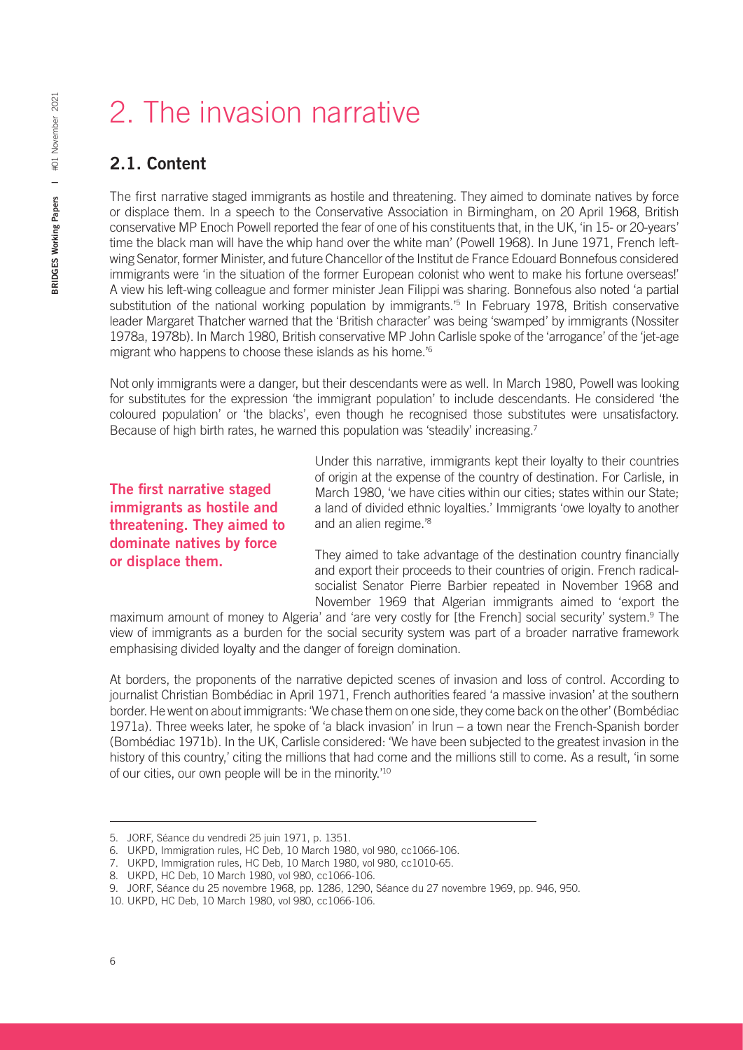# 2. The invasion narrative

## 2.1. Content

The first narrative staged immigrants as hostile and threatening. They aimed to dominate natives by force or displace them. In a speech to the Conservative Association in Birmingham, on 20 April 1968, British conservative MP Enoch Powell reported the fear of one of his constituents that, in the UK, 'in 15- or 20-years' time the black man will have the whip hand over the white man' (Powell 1968). In June 1971, French left-wing Senator, former Minister, and future Chancellor of the Institut de France Edouard Bonnefous considered immigrants were 'in the situation of the former European colonist who went to make his fortune overseas!' A view his left-wing colleague and former minister Jean Filippi was sharing. Bonnefous also noted 'a partial substitution of the national working population by immigrants.'[5] In February 1978, British conservative leader Margaret Thatcher warned that the 'British character' was being 'swamped' by immigrants (Nossiter 1978a, 1978b). In March 1980, British conservative MP John Carlisle spoke of the 'arrogance' of the 'jet-age migrant who happens to choose these islands as his home.'[6]

Not only immigrants were a danger, but their descendants were as well. In March 1980, Powell was looking for substitutes for the expression 'the immigrant population' to include descendants. He considered 'the coloured population' or 'the blacks', even though he recognised those substitutes were unsatisfactory. Because of high birth rates, he warned this population was 'steadily' increasing.[7]

**The first narrative staged immigrants as hostile and threatening. They aimed to dominate natives by force or displace them.**

Under this narrative, immigrants kept their loyalty to their countries of origin at the expense of the country of destination. For Carlisle, in March 1980, 'we have cities within our cities; states within our State; a land of divided ethnic loyalties.' Immigrants 'owe loyalty to another and an alien regime.'[8]

They aimed to take advantage of the destination country financially and export their proceeds to their countries of origin. French radical-socialist Senator Pierre Barbier repeated in November 1968 and November 1969 that Algerian immigrants aimed to 'export the maximum amount of money to Algeria' and 'are very costly for [the French] social security' system.[9] The view of immigrants as a burden for the social security system was part of a broader narrative framework emphasising divided loyalty and the danger of foreign domination.

At borders, the proponents of the narrative depicted scenes of invasion and loss of control. According to journalist Christian Bombédiac in April 1971, French authorities feared 'a massive invasion' at the southern border. He went on about immigrants: 'We chase them on one side, they come back on the other' (Bombédiac 1971a). Three weeks later, he spoke of 'a black invasion' in Irun – a town near the French-Spanish border (Bombédiac 1971b). In the UK, Carlisle considered: 'We have been subjected to the greatest invasion in the history of this country,' citing the millions that had come and the millions still to come. As a result, 'in some of our cities, our own people will be in the minority.'[10]

---

5. JORF, Séance du vendredi 25 juin 1971, p. 1351.
6. UKPD, Immigration rules, HC Deb, 10 March 1980, vol 980, cc1066-106.
7. UKPD, Immigration rules, HC Deb, 10 March 1980, vol 980, cc1010-65.
8. UKPD, HC Deb, 10 March 1980, vol 980, cc1066-106.
9. JORF, Séance du 25 novembre 1968, pp. 1286, 1290, Séance du 27 novembre 1969, pp. 946, 950.
10. UKPD, HC Deb, 10 March 1980, vol 980, cc1066-106.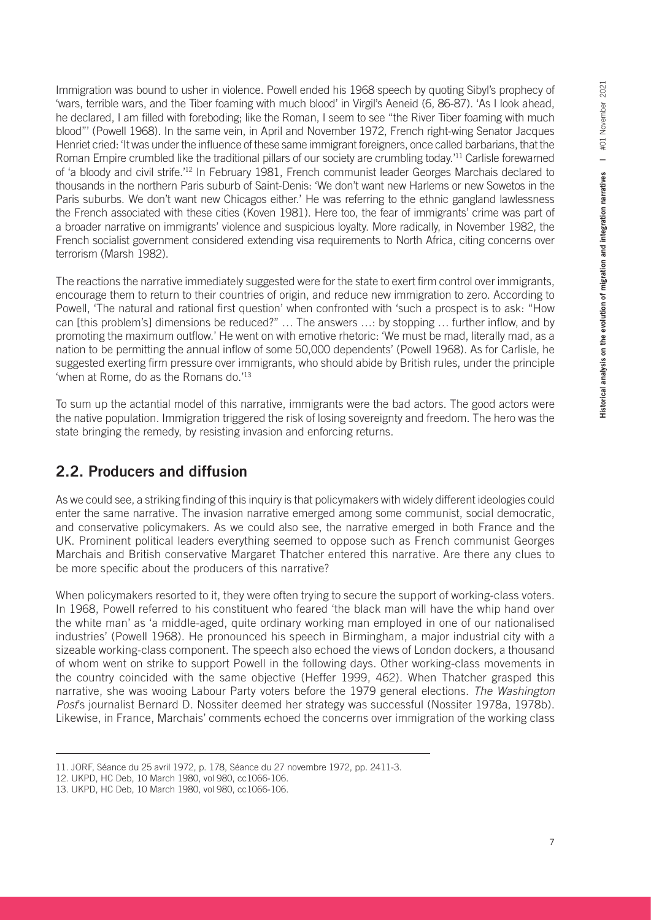Immigration was bound to usher in violence. Powell ended his 1968 speech by quoting Sibyl's prophecy of 'wars, terrible wars, and the Tiber foaming with much blood' in Virgil's Aeneid (6, 86-87). 'As I look ahead, he declared, I am filled with foreboding; like the Roman, I seem to see "the River Tiber foaming with much blood"' (Powell 1968). In the same vein, in April and November 1972, French right-wing Senator Jacques Henriet cried: 'It was under the influence of these same immigrant foreigners, once called barbarians, that the Roman Empire crumbled like the traditional pillars of our society are crumbling today.'[11] Carlisle forewarned of 'a bloody and civil strife.'[12] In February 1981, French communist leader Georges Marchais declared to thousands in the northern Paris suburb of Saint-Denis: 'We don't want new Harlems or new Sowetos in the Paris suburbs. We don't want new Chicagos either.' He was referring to the ethnic gangland lawlessness the French associated with these cities (Koven 1981). Here too, the fear of immigrants' crime was part of a broader narrative on immigrants' violence and suspicious loyalty. More radically, in November 1982, the French socialist government considered extending visa requirements to North Africa, citing concerns over terrorism (Marsh 1982).

The reactions the narrative immediately suggested were for the state to exert firm control over immigrants, encourage them to return to their countries of origin, and reduce new immigration to zero. According to Powell, 'The natural and rational first question' when confronted with 'such a prospect is to ask: "How can [this problem's] dimensions be reduced?" … The answers …: by stopping … further inflow, and by promoting the maximum outflow.' He went on with emotive rhetoric: 'We must be mad, literally mad, as a nation to be permitting the annual inflow of some 50,000 dependents' (Powell 1968). As for Carlisle, he suggested exerting firm pressure over immigrants, who should abide by British rules, under the principle 'when at Rome, do as the Romans do.'[13]

To sum up the actantial model of this narrative, immigrants were the bad actors. The good actors were the native population. Immigration triggered the risk of losing sovereignty and freedom. The hero was the state bringing the remedy, by resisting invasion and enforcing returns.

## 2.2. Producers and diffusion

As we could see, a striking finding of this inquiry is that policymakers with widely different ideologies could enter the same narrative. The invasion narrative emerged among some communist, social democratic, and conservative policymakers. As we could also see, the narrative emerged in both France and the UK. Prominent political leaders everything seemed to oppose such as French communist Georges Marchais and British conservative Margaret Thatcher entered this narrative. Are there any clues to be more specific about the producers of this narrative?

When policymakers resorted to it, they were often trying to secure the support of working-class voters. In 1968, Powell referred to his constituent who feared 'the black man will have the whip hand over the white man' as 'a middle-aged, quite ordinary working man employed in one of our nationalised industries' (Powell 1968). He pronounced his speech in Birmingham, a major industrial city with a sizeable working-class component. The speech also echoed the views of London dockers, a thousand of whom went on strike to support Powell in the following days. Other working-class movements in the country coincided with the same objective (Heffer 1999, 462). When Thatcher grasped this narrative, she was wooing Labour Party voters before the 1979 general elections. *The Washington Post*'s journalist Bernard D. Nossiter deemed her strategy was successful (Nossiter 1978a, 1978b). Likewise, in France, Marchais' comments echoed the concerns over immigration of the working class

---

11. JORF, Séance du 25 avril 1972, p. 178, Séance du 27 novembre 1972, pp. 2411-3.
12. UKPD, HC Deb, 10 March 1980, vol 980, cc1066-106.
13. UKPD, HC Deb, 10 March 1980, vol 980, cc1066-106.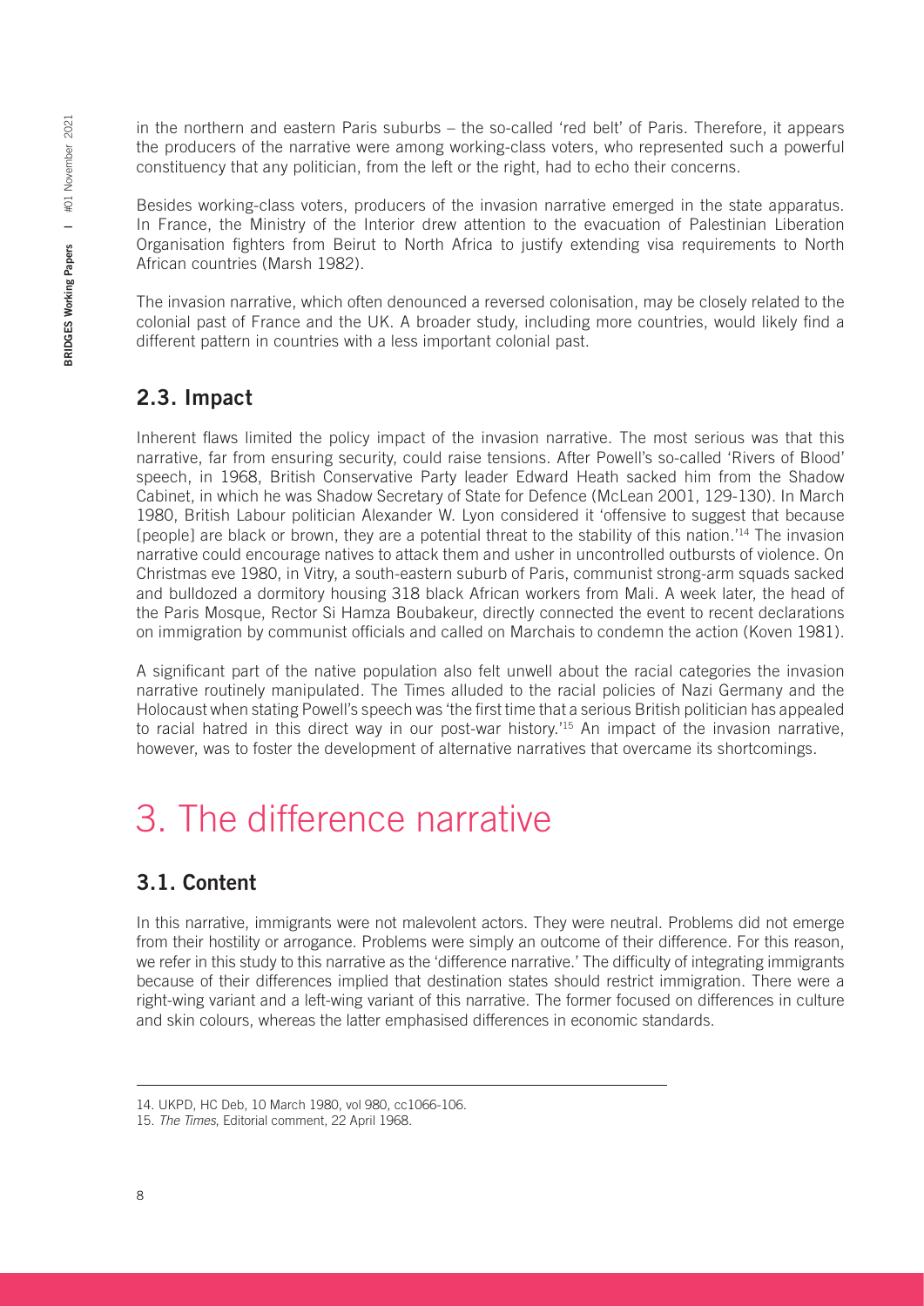in the northern and eastern Paris suburbs – the so-called 'red belt' of Paris. Therefore, it appears the producers of the narrative were among working-class voters, who represented such a powerful constituency that any politician, from the left or the right, had to echo their concerns.

Besides working-class voters, producers of the invasion narrative emerged in the state apparatus. In France, the Ministry of the Interior drew attention to the evacuation of Palestinian Liberation Organisation fighters from Beirut to North Africa to justify extending visa requirements to North African countries (Marsh 1982).

The invasion narrative, which often denounced a reversed colonisation, may be closely related to the colonial past of France and the UK. A broader study, including more countries, would likely find a different pattern in countries with a less important colonial past.

## 2.3. Impact

Inherent flaws limited the policy impact of the invasion narrative. The most serious was that this narrative, far from ensuring security, could raise tensions. After Powell's so-called 'Rivers of Blood' speech, in 1968, British Conservative Party leader Edward Heath sacked him from the Shadow Cabinet, in which he was Shadow Secretary of State for Defence (McLean 2001, 129-130). In March 1980, British Labour politician Alexander W. Lyon considered it 'offensive to suggest that because [people] are black or brown, they are a potential threat to the stability of this nation.'[14] The invasion narrative could encourage natives to attack them and usher in uncontrolled outbursts of violence. On Christmas eve 1980, in Vitry, a south-eastern suburb of Paris, communist strong-arm squads sacked and bulldozed a dormitory housing 318 black African workers from Mali. A week later, the head of the Paris Mosque, Rector Si Hamza Boubakeur, directly connected the event to recent declarations on immigration by communist officials and called on Marchais to condemn the action (Koven 1981).

A significant part of the native population also felt unwell about the racial categories the invasion narrative routinely manipulated. The Times alluded to the racial policies of Nazi Germany and the Holocaust when stating Powell's speech was 'the first time that a serious British politician has appealed to racial hatred in this direct way in our post-war history.'[15] An impact of the invasion narrative, however, was to foster the development of alternative narratives that overcame its shortcomings.

# 3. The difference narrative

## 3.1. Content

In this narrative, immigrants were not malevolent actors. They were neutral. Problems did not emerge from their hostility or arrogance. Problems were simply an outcome of their difference. For this reason, we refer in this study to this narrative as the 'difference narrative.' The difficulty of integrating immigrants because of their differences implied that destination states should restrict immigration. There were a right-wing variant and a left-wing variant of this narrative. The former focused on differences in culture and skin colours, whereas the latter emphasised differences in economic standards.

---

14. UKPD, HC Deb, 10 March 1980, vol 980, cc1066-106.

15. *The Times*, Editorial comment, 22 April 1968.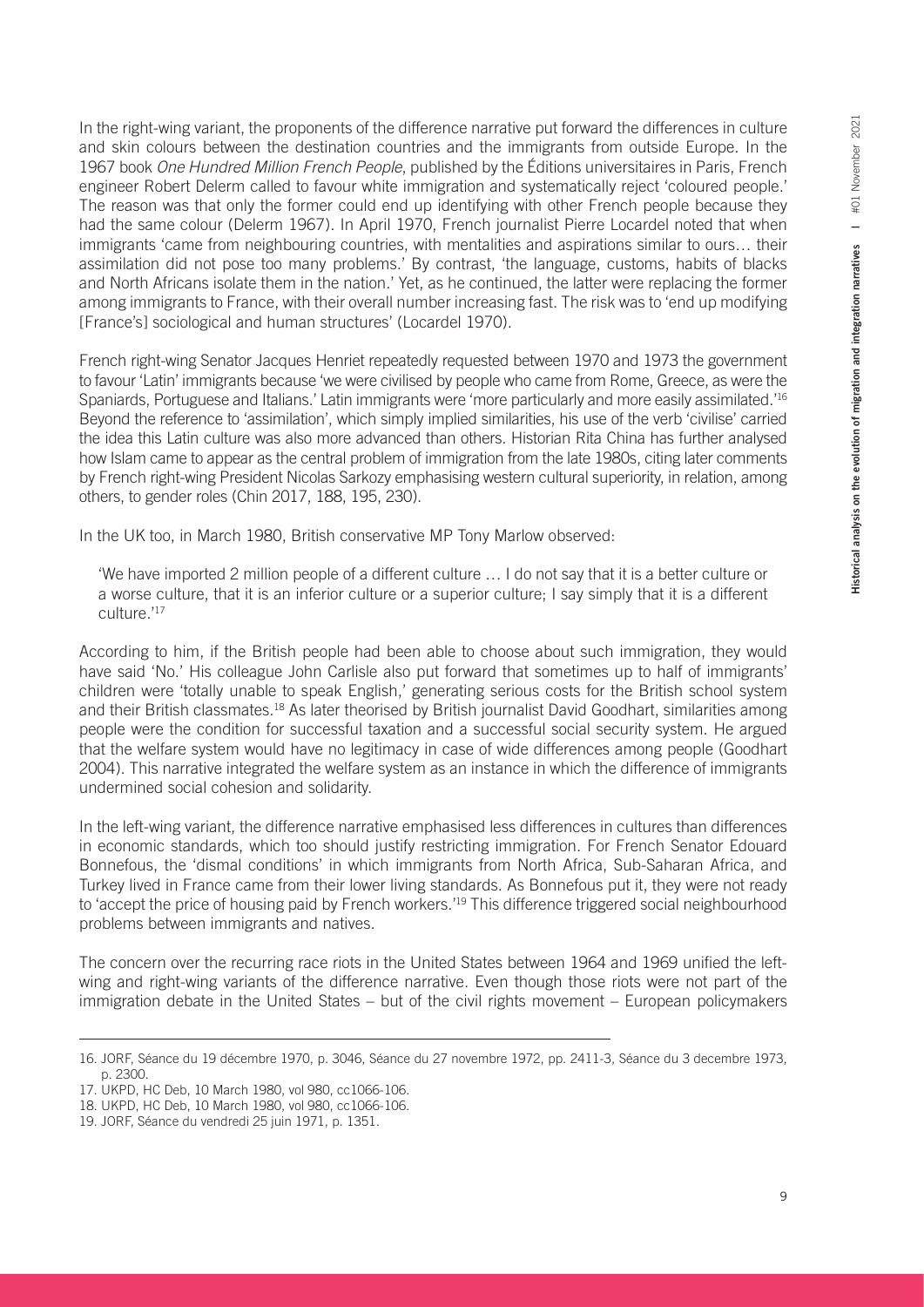In the right-wing variant, the proponents of the difference narrative put forward the differences in culture and skin colours between the destination countries and the immigrants from outside Europe. In the 1967 book *One Hundred Million French People*, published by the Éditions universitaires in Paris, French engineer Robert Delerm called to favour white immigration and systematically reject 'coloured people.' The reason was that only the former could end up identifying with other French people because they had the same colour (Delerm 1967). In April 1970, French journalist Pierre Locardel noted that when immigrants 'came from neighbouring countries, with mentalities and aspirations similar to ours… their assimilation did not pose too many problems.' By contrast, 'the language, customs, habits of blacks and North Africans isolate them in the nation.' Yet, as he continued, the latter were replacing the former among immigrants to France, with their overall number increasing fast. The risk was to 'end up modifying [France's] sociological and human structures' (Locardel 1970).

French right-wing Senator Jacques Henriet repeatedly requested between 1970 and 1973 the government to favour 'Latin' immigrants because 'we were civilised by people who came from Rome, Greece, as were the Spaniards, Portuguese and Italians.' Latin immigrants were 'more particularly and more easily assimilated.'[16] Beyond the reference to 'assimilation', which simply implied similarities, his use of the verb 'civilise' carried the idea this Latin culture was also more advanced than others. Historian Rita China has further analysed how Islam came to appear as the central problem of immigration from the late 1980s, citing later comments by French right-wing President Nicolas Sarkozy emphasising western cultural superiority, in relation, among others, to gender roles (Chin 2017, 188, 195, 230).

In the UK too, in March 1980, British conservative MP Tony Marlow observed:

> 'We have imported 2 million people of a different culture … I do not say that it is a better culture or a worse culture, that it is an inferior culture or a superior culture; I say simply that it is a different culture.'[17]

According to him, if the British people had been able to choose about such immigration, they would have said 'No.' His colleague John Carlisle also put forward that sometimes up to half of immigrants' children were 'totally unable to speak English,' generating serious costs for the British school system and their British classmates.[18] As later theorised by British journalist David Goodhart, similarities among people were the condition for successful taxation and a successful social security system. He argued that the welfare system would have no legitimacy in case of wide differences among people (Goodhart 2004). This narrative integrated the welfare system as an instance in which the difference of immigrants undermined social cohesion and solidarity.

In the left-wing variant, the difference narrative emphasised less differences in cultures than differences in economic standards, which too should justify restricting immigration. For French Senator Edouard Bonnefous, the 'dismal conditions' in which immigrants from North Africa, Sub-Saharan Africa, and Turkey lived in France came from their lower living standards. As Bonnefous put it, they were not ready to 'accept the price of housing paid by French workers.'[19] This difference triggered social neighbourhood problems between immigrants and natives.

The concern over the recurring race riots in the United States between 1964 and 1969 unified the left-wing and right-wing variants of the difference narrative. Even though those riots were not part of the immigration debate in the United States – but of the civil rights movement – European policymakers

---

16. JORF, Séance du 19 décembre 1970, p. 3046, Séance du 27 novembre 1972, pp. 2411-3, Séance du 3 decembre 1973, p. 2300.
17. UKPD, HC Deb, 10 March 1980, vol 980, cc1066-106.
18. UKPD, HC Deb, 10 March 1980, vol 980, cc1066-106.
19. JORF, Séance du vendredi 25 juin 1971, p. 1351.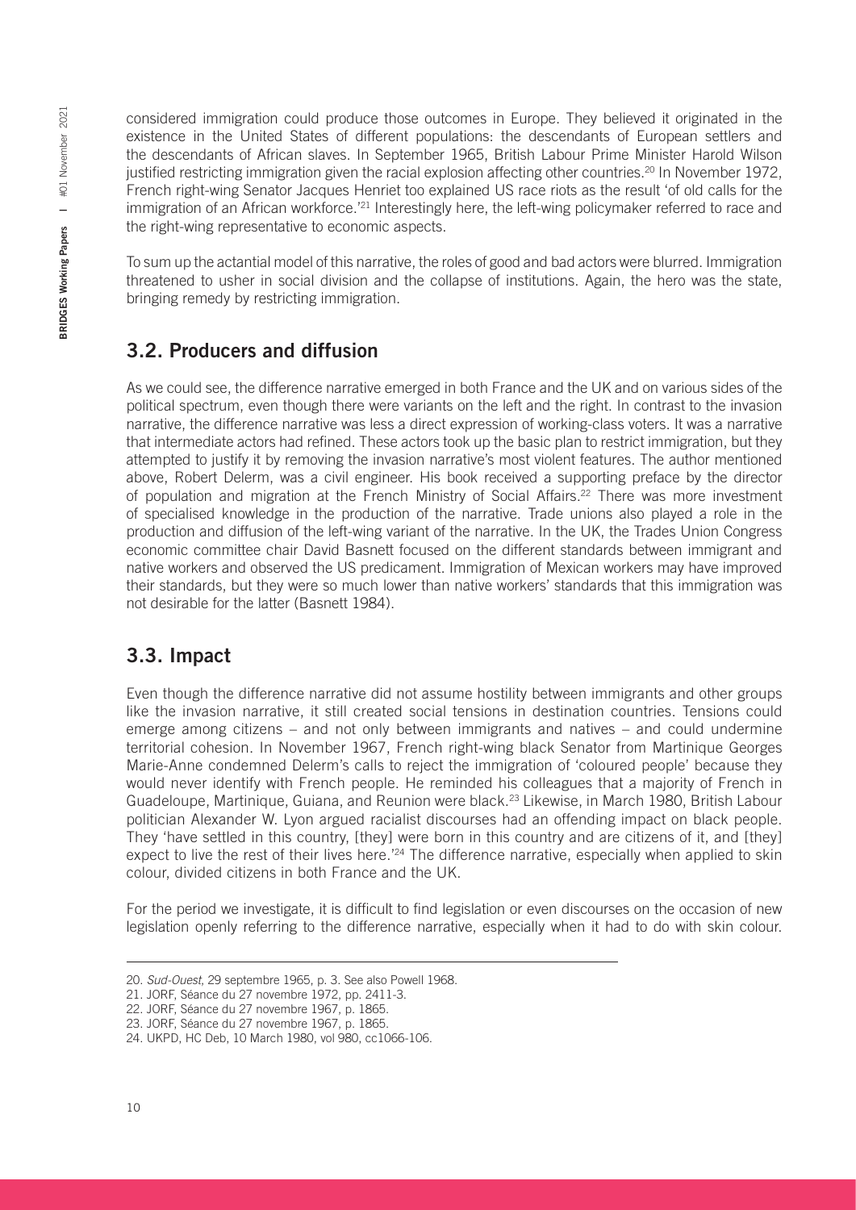considered immigration could produce those outcomes in Europe. They believed it originated in the existence in the United States of different populations: the descendants of European settlers and the descendants of African slaves. In September 1965, British Labour Prime Minister Harold Wilson justified restricting immigration given the racial explosion affecting other countries.[20] In November 1972, French right-wing Senator Jacques Henriet too explained US race riots as the result 'of old calls for the immigration of an African workforce.'[21] Interestingly here, the left-wing policymaker referred to race and the right-wing representative to economic aspects.

To sum up the actantial model of this narrative, the roles of good and bad actors were blurred. Immigration threatened to usher in social division and the collapse of institutions. Again, the hero was the state, bringing remedy by restricting immigration.

## 3.2. Producers and diffusion

As we could see, the difference narrative emerged in both France and the UK and on various sides of the political spectrum, even though there were variants on the left and the right. In contrast to the invasion narrative, the difference narrative was less a direct expression of working-class voters. It was a narrative that intermediate actors had refined. These actors took up the basic plan to restrict immigration, but they attempted to justify it by removing the invasion narrative's most violent features. The author mentioned above, Robert Delerm, was a civil engineer. His book received a supporting preface by the director of population and migration at the French Ministry of Social Affairs.[22] There was more investment of specialised knowledge in the production of the narrative. Trade unions also played a role in the production and diffusion of the left-wing variant of the narrative. In the UK, the Trades Union Congress economic committee chair David Basnett focused on the different standards between immigrant and native workers and observed the US predicament. Immigration of Mexican workers may have improved their standards, but they were so much lower than native workers' standards that this immigration was not desirable for the latter (Basnett 1984).

## 3.3. Impact

Even though the difference narrative did not assume hostility between immigrants and other groups like the invasion narrative, it still created social tensions in destination countries. Tensions could emerge among citizens – and not only between immigrants and natives – and could undermine territorial cohesion. In November 1967, French right-wing black Senator from Martinique Georges Marie-Anne condemned Delerm's calls to reject the immigration of 'coloured people' because they would never identify with French people. He reminded his colleagues that a majority of French in Guadeloupe, Martinique, Guiana, and Reunion were black.[23] Likewise, in March 1980, British Labour politician Alexander W. Lyon argued racialist discourses had an offending impact on black people. They 'have settled in this country, [they] were born in this country and are citizens of it, and [they] expect to live the rest of their lives here.'[24] The difference narrative, especially when applied to skin colour, divided citizens in both France and the UK.

For the period we investigate, it is difficult to find legislation or even discourses on the occasion of new legislation openly referring to the difference narrative, especially when it had to do with skin colour.

20. *Sud-Ouest*, 29 septembre 1965, p. 3. See also Powell 1968.

21. JORF, Séance du 27 novembre 1972, pp. 2411-3.

22. JORF, Séance du 27 novembre 1967, p. 1865.

23. JORF, Séance du 27 novembre 1967, p. 1865.

24. UKPD, HC Deb, 10 March 1980, vol 980, cc1066-106.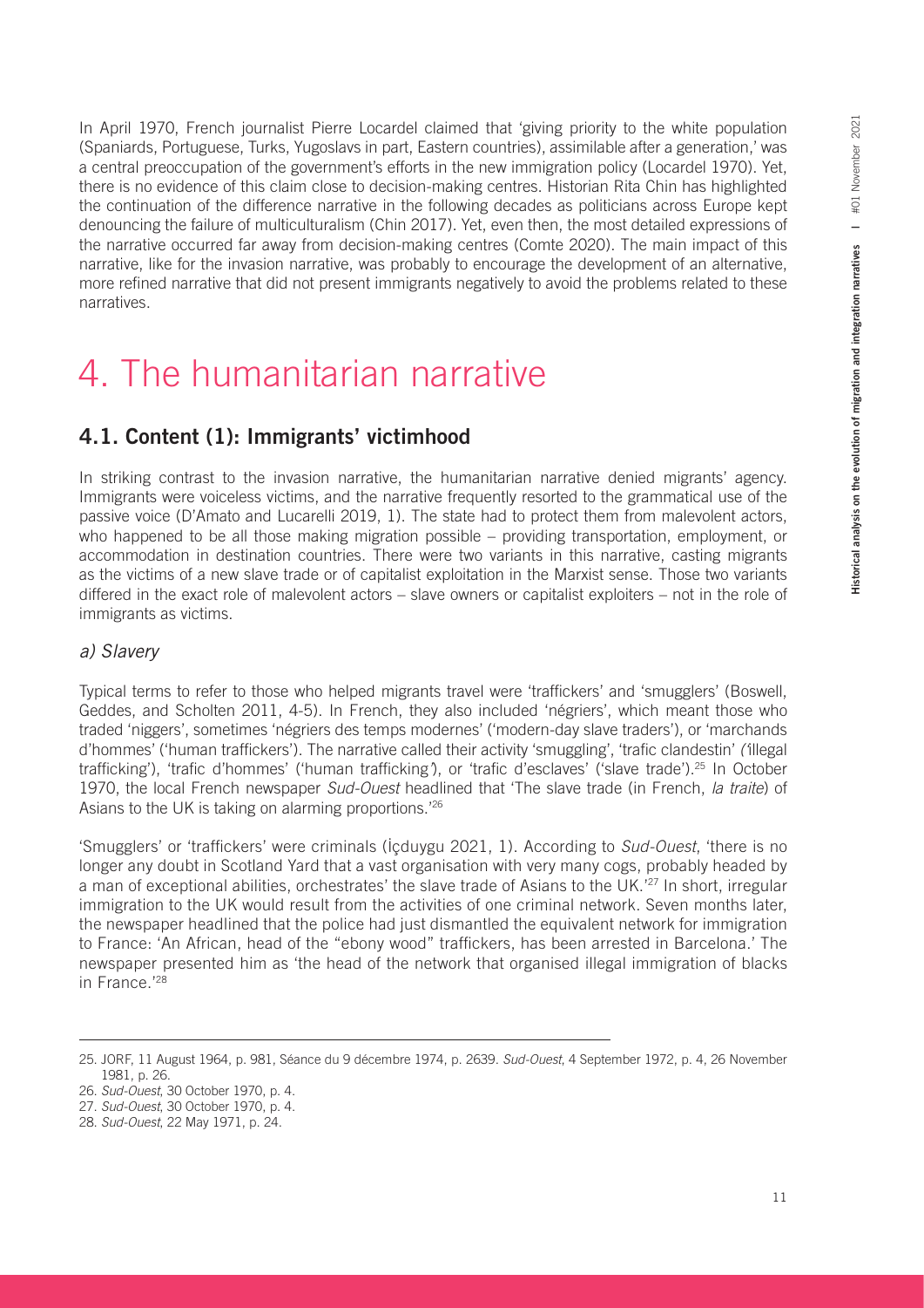In April 1970, French journalist Pierre Locardel claimed that 'giving priority to the white population (Spaniards, Portuguese, Turks, Yugoslavs in part, Eastern countries), assimilable after a generation,' was a central preoccupation of the government's efforts in the new immigration policy (Locardel 1970). Yet, there is no evidence of this claim close to decision-making centres. Historian Rita Chin has highlighted the continuation of the difference narrative in the following decades as politicians across Europe kept denouncing the failure of multiculturalism (Chin 2017). Yet, even then, the most detailed expressions of the narrative occurred far away from decision-making centres (Comte 2020). The main impact of this narrative, like for the invasion narrative, was probably to encourage the development of an alternative, more refined narrative that did not present immigrants negatively to avoid the problems related to these narratives.

# 4. The humanitarian narrative

## 4.1. Content (1): Immigrants' victimhood

In striking contrast to the invasion narrative, the humanitarian narrative denied migrants' agency. Immigrants were voiceless victims, and the narrative frequently resorted to the grammatical use of the passive voice (D'Amato and Lucarelli 2019, 1). The state had to protect them from malevolent actors, who happened to be all those making migration possible – providing transportation, employment, or accommodation in destination countries. There were two variants in this narrative, casting migrants as the victims of a new slave trade or of capitalist exploitation in the Marxist sense. Those two variants differed in the exact role of malevolent actors – slave owners or capitalist exploiters – not in the role of immigrants as victims.

### *a) Slavery*

Typical terms to refer to those who helped migrants travel were 'traffickers' and 'smugglers' (Boswell, Geddes, and Scholten 2011, 4-5). In French, they also included 'négriers', which meant those who traded 'niggers', sometimes 'négriers des temps modernes' ('modern-day slave traders'), or 'marchands d'hommes' ('human traffickers'). The narrative called their activity 'smuggling', 'trafic clandestin' ('illegal trafficking'), 'trafic d'hommes' ('human trafficking'), or 'trafic d'esclaves' ('slave trade').[25] In October 1970, the local French newspaper *Sud-Ouest* headlined that 'The slave trade (in French, *la traite*) of Asians to the UK is taking on alarming proportions.'[26]

'Smugglers' or 'traffickers' were criminals (İçduygu 2021, 1). According to *Sud-Ouest*, 'there is no longer any doubt in Scotland Yard that a vast organisation with very many cogs, probably headed by a man of exceptional abilities, orchestrates' the slave trade of Asians to the UK.'[27] In short, irregular immigration to the UK would result from the activities of one criminal network. Seven months later, the newspaper headlined that the police had just dismantled the equivalent network for immigration to France: 'An African, head of the "ebony wood" traffickers, has been arrested in Barcelona.' The newspaper presented him as 'the head of the network that organised illegal immigration of blacks in France.'[28]

---

25. JORF, 11 August 1964, p. 981, Séance du 9 décembre 1974, p. 2639. *Sud-Ouest*, 4 September 1972, p. 4, 26 November 1981, p. 26.
26. *Sud-Ouest*, 30 October 1970, p. 4.
27. *Sud-Ouest*, 30 October 1970, p. 4.
28. *Sud-Ouest*, 22 May 1971, p. 24.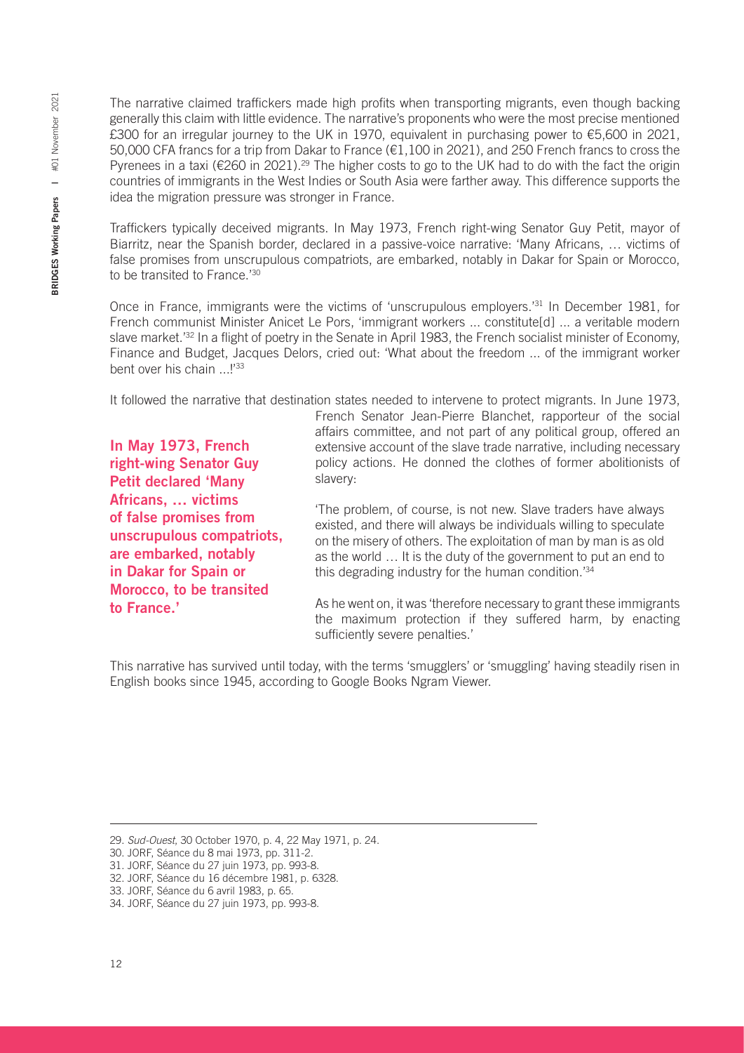The narrative claimed traffickers made high profits when transporting migrants, even though backing generally this claim with little evidence. The narrative's proponents who were the most precise mentioned £300 for an irregular journey to the UK in 1970, equivalent in purchasing power to €5,600 in 2021, 50,000 CFA francs for a trip from Dakar to France (€1,100 in 2021), and 250 French francs to cross the Pyrenees in a taxi (€260 in 2021).[29] The higher costs to go to the UK had to do with the fact the origin countries of immigrants in the West Indies or South Asia were farther away. This difference supports the idea the migration pressure was stronger in France.

Traffickers typically deceived migrants. In May 1973, French right-wing Senator Guy Petit, mayor of Biarritz, near the Spanish border, declared in a passive-voice narrative: 'Many Africans, … victims of false promises from unscrupulous compatriots, are embarked, notably in Dakar for Spain or Morocco, to be transited to France.'[30]

Once in France, immigrants were the victims of 'unscrupulous employers.'[31] In December 1981, for French communist Minister Anicet Le Pors, 'immigrant workers ... constitute[d] ... a veritable modern slave market.'[32] In a flight of poetry in the Senate in April 1983, the French socialist minister of Economy, Finance and Budget, Jacques Delors, cried out: 'What about the freedom ... of the immigrant worker bent over his chain ...!'[33]

It followed the narrative that destination states needed to intervene to protect migrants. In June 1973, French Senator Jean-Pierre Blanchet, rapporteur of the social affairs committee, and not part of any political group, offered an extensive account of the slave trade narrative, including necessary policy actions. He donned the clothes of former abolitionists of slavery:

> **In May 1973, French right-wing Senator Guy Petit declared 'Many Africans, … victims of false promises from unscrupulous compatriots, are embarked, notably in Dakar for Spain or Morocco, to be transited to France.'**

> 'The problem, of course, is not new. Slave traders have always existed, and there will always be individuals willing to speculate on the misery of others. The exploitation of man by man is as old as the world … It is the duty of the government to put an end to this degrading industry for the human condition.'[34]

As he went on, it was 'therefore necessary to grant these immigrants the maximum protection if they suffered harm, by enacting sufficiently severe penalties.'

This narrative has survived until today, with the terms 'smugglers' or 'smuggling' having steadily risen in English books since 1945, according to Google Books Ngram Viewer.

---

29. *Sud-Ouest*, 30 October 1970, p. 4, 22 May 1971, p. 24.
30. JORF, Séance du 8 mai 1973, pp. 311-2.
31. JORF, Séance du 27 juin 1973, pp. 993-8.
32. JORF, Séance du 16 décembre 1981, p. 6328.
33. JORF, Séance du 6 avril 1983, p. 65.
34. JORF, Séance du 27 juin 1973, pp. 993-8.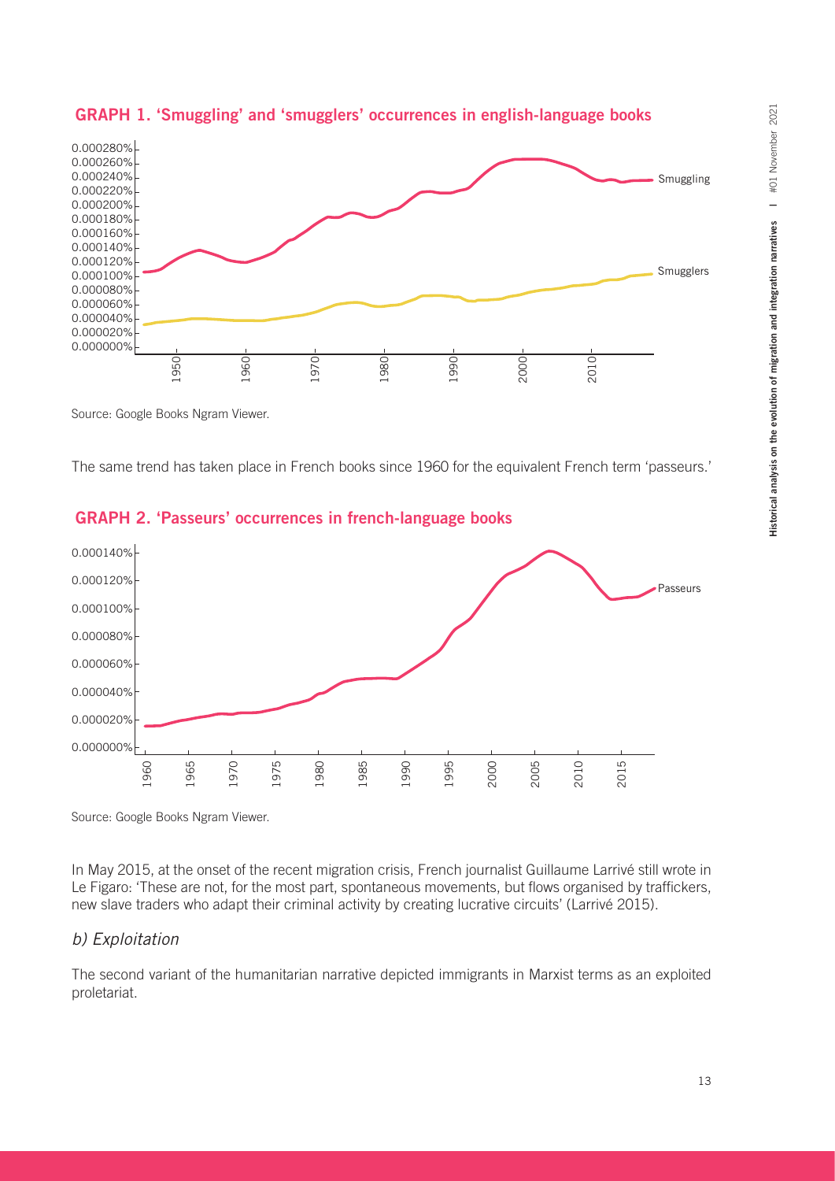**GRAPH 1. 'Smuggling' and 'smugglers' occurrences in english-language books**

Source: Google Books Ngram Viewer.

The same trend has taken place in French books since 1960 for the equivalent French term 'passeurs.'

**GRAPH 2. 'Passeurs' occurrences in french-language books**

Source: Google Books Ngram Viewer.

In May 2015, at the onset of the recent migration crisis, French journalist Guillaume Larrivé still wrote in Le Figaro: 'These are not, for the most part, spontaneous movements, but flows organised by traffickers, new slave traders who adapt their criminal activity by creating lucrative circuits' (Larrivé 2015).

### *b) Exploitation*

The second variant of the humanitarian narrative depicted immigrants in Marxist terms as an exploited proletariat.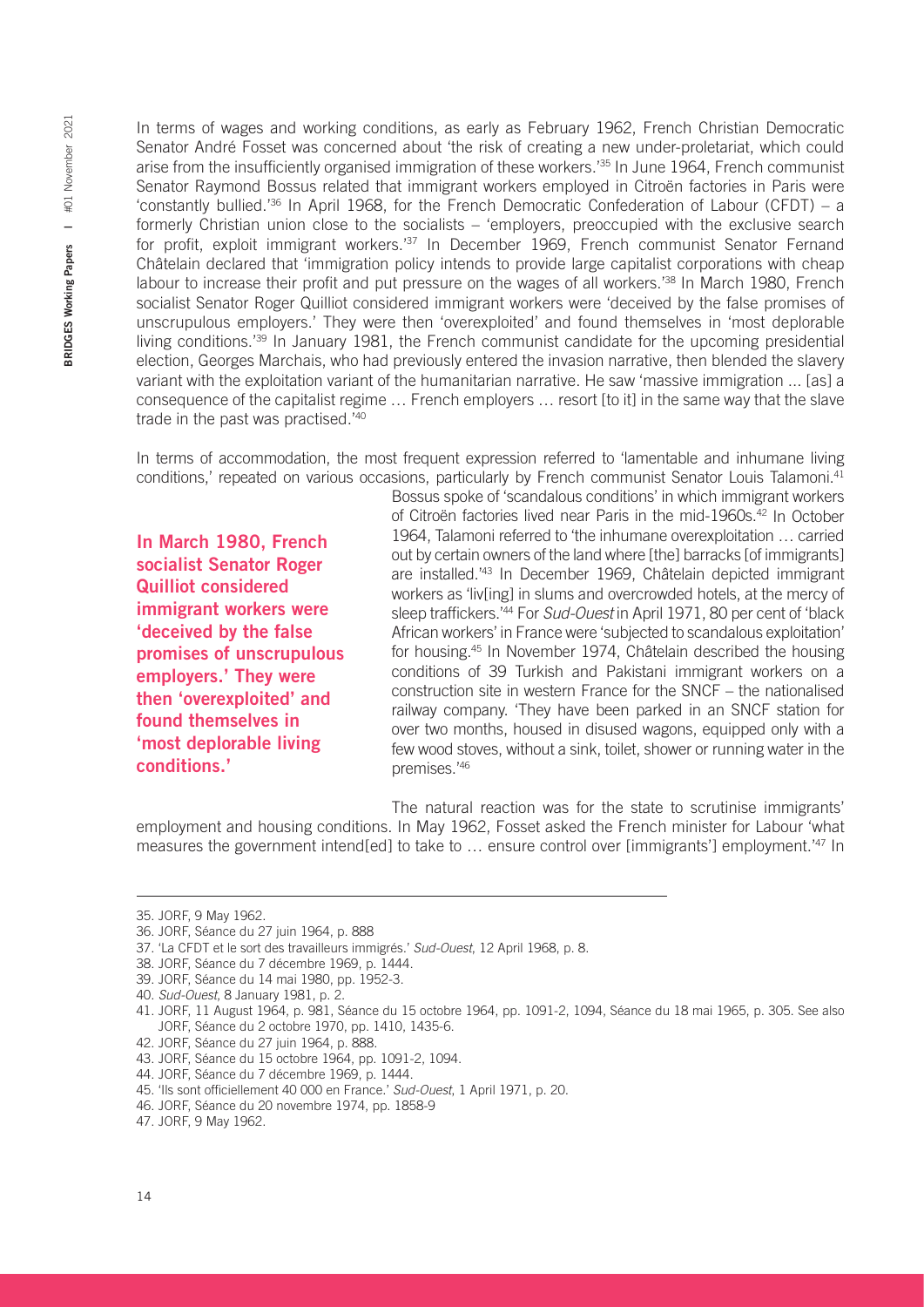In terms of wages and working conditions, as early as February 1962, French Christian Democratic Senator André Fosset was concerned about 'the risk of creating a new under-proletariat, which could arise from the insufficiently organised immigration of these workers.'[35] In June 1964, French communist Senator Raymond Bossus related that immigrant workers employed in Citroën factories in Paris were 'constantly bullied.'[36] In April 1968, for the French Democratic Confederation of Labour (CFDT) – a formerly Christian union close to the socialists – 'employers, preoccupied with the exclusive search for profit, exploit immigrant workers.'[37] In December 1969, French communist Senator Fernand Châtelain declared that 'immigration policy intends to provide large capitalist corporations with cheap labour to increase their profit and put pressure on the wages of all workers.'[38] In March 1980, French socialist Senator Roger Quilliot considered immigrant workers were 'deceived by the false promises of unscrupulous employers.' They were then 'overexploited' and found themselves in 'most deplorable living conditions.'[39] In January 1981, the French communist candidate for the upcoming presidential election, Georges Marchais, who had previously entered the invasion narrative, then blended the slavery variant with the exploitation variant of the humanitarian narrative. He saw 'massive immigration ... [as] a consequence of the capitalist regime … French employers … resort [to it] in the same way that the slave trade in the past was practised.'[40]

In terms of accommodation, the most frequent expression referred to 'lamentable and inhumane living conditions,' repeated on various occasions, particularly by French communist Senator Louis Talamoni.[41] Bossus spoke of 'scandalous conditions' in which immigrant workers of Citroën factories lived near Paris in the mid-1960s.[42] In October 1964, Talamoni referred to 'the inhumane overexploitation … carried out by certain owners of the land where [the] barracks [of immigrants] are installed.'[43] In December 1969, Châtelain depicted immigrant workers as 'liv[ing] in slums and overcrowded hotels, at the mercy of sleep traffickers.'[44] For *Sud-Ouest* in April 1971, 80 per cent of 'black African workers' in France were 'subjected to scandalous exploitation' for housing.[45] In November 1974, Châtelain described the housing conditions of 39 Turkish and Pakistani immigrant workers on a construction site in western France for the SNCF – the nationalised railway company. 'They have been parked in an SNCF station for over two months, housed in disused wagons, equipped only with a few wood stoves, without a sink, toilet, shower or running water in the premises.'[46]

**In March 1980, French socialist Senator Roger Quilliot considered immigrant workers were 'deceived by the false promises of unscrupulous employers.' They were then 'overexploited' and found themselves in 'most deplorable living conditions.'**

The natural reaction was for the state to scrutinise immigrants' employment and housing conditions. In May 1962, Fosset asked the French minister for Labour 'what measures the government intend[ed] to take to … ensure control over [immigrants'] employment.'[47] In

---

35. JORF, 9 May 1962.
36. JORF, Séance du 27 juin 1964, p. 888
37. 'La CFDT et le sort des travailleurs immigrés.' *Sud-Ouest*, 12 April 1968, p. 8.
38. JORF, Séance du 7 décembre 1969, p. 1444.
39. JORF, Séance du 14 mai 1980, pp. 1952-3.
40. *Sud-Ouest*, 8 January 1981, p. 2.
41. JORF, 11 August 1964, p. 981, Séance du 15 octobre 1964, pp. 1091-2, 1094, Séance du 18 mai 1965, p. 305. See also JORF, Séance du 2 octobre 1970, pp. 1410, 1435-6.
42. JORF, Séance du 27 juin 1964, p. 888.
43. JORF, Séance du 15 octobre 1964, pp. 1091-2, 1094.
44. JORF, Séance du 7 décembre 1969, p. 1444.
45. 'Ils sont officiellement 40 000 en France.' *Sud-Ouest*, 1 April 1971, p. 20.
46. JORF, Séance du 20 novembre 1974, pp. 1858-9
47. JORF, 9 May 1962.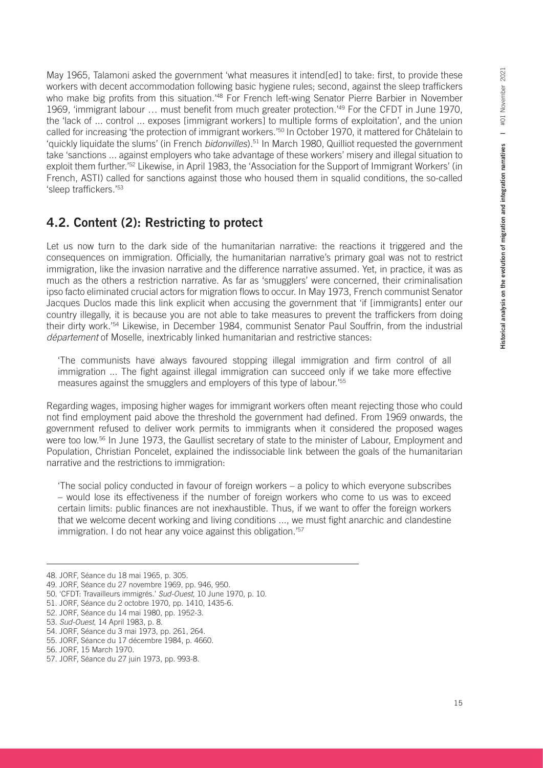May 1965, Talamoni asked the government 'what measures it intend[ed] to take: first, to provide these workers with decent accommodation following basic hygiene rules; second, against the sleep traffickers who make big profits from this situation.'[48] For French left-wing Senator Pierre Barbier in November 1969, 'immigrant labour … must benefit from much greater protection.'[49] For the CFDT in June 1970, the 'lack of ... control ... exposes [immigrant workers] to multiple forms of exploitation', and the union called for increasing 'the protection of immigrant workers.'[50] In October 1970, it mattered for Châtelain to 'quickly liquidate the slums' (in French *bidonvilles*).[51] In March 1980, Quilliot requested the government take 'sanctions ... against employers who take advantage of these workers' misery and illegal situation to exploit them further.'[52] Likewise, in April 1983, the 'Association for the Support of Immigrant Workers' (in French, ASTI) called for sanctions against those who housed them in squalid conditions, the so-called 'sleep traffickers.'[53]

## 4.2. Content (2): Restricting to protect

Let us now turn to the dark side of the humanitarian narrative: the reactions it triggered and the consequences on immigration. Officially, the humanitarian narrative's primary goal was not to restrict immigration, like the invasion narrative and the difference narrative assumed. Yet, in practice, it was as much as the others a restriction narrative. As far as 'smugglers' were concerned, their criminalisation ipso facto eliminated crucial actors for migration flows to occur. In May 1973, French communist Senator Jacques Duclos made this link explicit when accusing the government that 'if [immigrants] enter our country illegally, it is because you are not able to take measures to prevent the traffickers from doing their dirty work.'[54] Likewise, in December 1984, communist Senator Paul Souffrin, from the industrial *département* of Moselle, inextricably linked humanitarian and restrictive stances:

> 'The communists have always favoured stopping illegal immigration and firm control of all immigration ... The fight against illegal immigration can succeed only if we take more effective measures against the smugglers and employers of this type of labour.'[55]

Regarding wages, imposing higher wages for immigrant workers often meant rejecting those who could not find employment paid above the threshold the government had defined. From 1969 onwards, the government refused to deliver work permits to immigrants when it considered the proposed wages were too low.[56] In June 1973, the Gaullist secretary of state to the minister of Labour, Employment and Population, Christian Poncelet, explained the indissociable link between the goals of the humanitarian narrative and the restrictions to immigration:

> 'The social policy conducted in favour of foreign workers – a policy to which everyone subscribes – would lose its effectiveness if the number of foreign workers who come to us was to exceed certain limits: public finances are not inexhaustible. Thus, if we want to offer the foreign workers that we welcome decent working and living conditions ..., we must fight anarchic and clandestine immigration. I do not hear any voice against this obligation.'[57]

---

48. JORF, Séance du 18 mai 1965, p. 305.
49. JORF, Séance du 27 novembre 1969, pp. 946, 950.
50. 'CFDT: Travailleurs immigrés.' *Sud-Ouest*, 10 June 1970, p. 10.
51. JORF, Séance du 2 octobre 1970, pp. 1410, 1435-6.
52. JORF, Séance du 14 mai 1980, pp. 1952-3.
53. *Sud-Ouest*, 14 April 1983, p. 8.
54. JORF, Séance du 3 mai 1973, pp. 261, 264.
55. JORF, Séance du 17 décembre 1984, p. 4660.
56. JORF, 15 March 1970.
57. JORF, Séance du 27 juin 1973, pp. 993-8.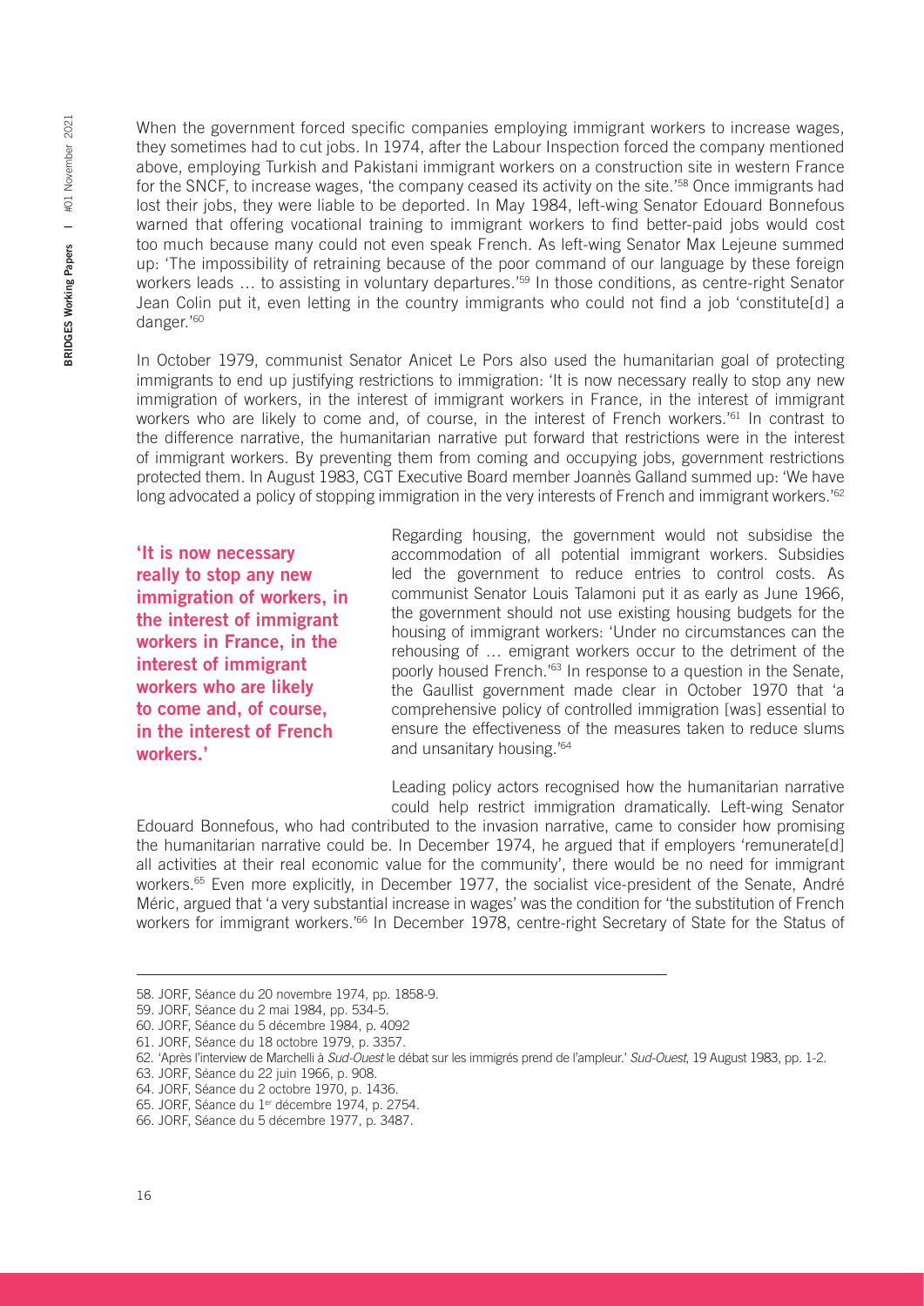When the government forced specific companies employing immigrant workers to increase wages, they sometimes had to cut jobs. In 1974, after the Labour Inspection forced the company mentioned above, employing Turkish and Pakistani immigrant workers on a construction site in western France for the SNCF, to increase wages, 'the company ceased its activity on the site.'[58] Once immigrants had lost their jobs, they were liable to be deported. In May 1984, left-wing Senator Edouard Bonnefous warned that offering vocational training to immigrant workers to find better-paid jobs would cost too much because many could not even speak French. As left-wing Senator Max Lejeune summed up: 'The impossibility of retraining because of the poor command of our language by these foreign workers leads … to assisting in voluntary departures.'[59] In those conditions, as centre-right Senator Jean Colin put it, even letting in the country immigrants who could not find a job 'constitute[d] a danger.'[60]

In October 1979, communist Senator Anicet Le Pors also used the humanitarian goal of protecting immigrants to end up justifying restrictions to immigration: 'It is now necessary really to stop any new immigration of workers, in the interest of immigrant workers in France, in the interest of immigrant workers who are likely to come and, of course, in the interest of French workers.'[61] In contrast to the difference narrative, the humanitarian narrative put forward that restrictions were in the interest of immigrant workers. By preventing them from coming and occupying jobs, government restrictions protected them. In August 1983, CGT Executive Board member Joannès Galland summed up: 'We have long advocated a policy of stopping immigration in the very interests of French and immigrant workers.'[62]

**'It is now necessary really to stop any new immigration of workers, in the interest of immigrant workers in France, in the interest of immigrant workers who are likely to come and, of course, in the interest of French workers.'**

Regarding housing, the government would not subsidise the accommodation of all potential immigrant workers. Subsidies led the government to reduce entries to control costs. As communist Senator Louis Talamoni put it as early as June 1966, the government should not use existing housing budgets for the housing of immigrant workers: 'Under no circumstances can the rehousing of … emigrant workers occur to the detriment of the poorly housed French.'[63] In response to a question in the Senate, the Gaullist government made clear in October 1970 that 'a comprehensive policy of controlled immigration [was] essential to ensure the effectiveness of the measures taken to reduce slums and unsanitary housing.'[64]

Leading policy actors recognised how the humanitarian narrative could help restrict immigration dramatically. Left-wing Senator Edouard Bonnefous, who had contributed to the invasion narrative, came to consider how promising the humanitarian narrative could be. In December 1974, he argued that if employers 'remunerate[d] all activities at their real economic value for the community', there would be no need for immigrant workers.[65] Even more explicitly, in December 1977, the socialist vice-president of the Senate, André Méric, argued that 'a very substantial increase in wages' was the condition for 'the substitution of French workers for immigrant workers.'[66] In December 1978, centre-right Secretary of State for the Status of

---

58. JORF, Séance du 20 novembre 1974, pp. 1858-9.
59. JORF, Séance du 2 mai 1984, pp. 534-5.
60. JORF, Séance du 5 décembre 1984, p. 4092
61. JORF, Séance du 18 octobre 1979, p. 3357.
62. 'Après l'interview de Marchelli à *Sud-Ouest* le débat sur les immigrés prend de l'ampleur.' *Sud-Ouest*, 19 August 1983, pp. 1-2.
63. JORF, Séance du 22 juin 1966, p. 908.
64. JORF, Séance du 2 octobre 1970, p. 1436.
65. JORF, Séance du 1er décembre 1974, p. 2754.
66. JORF, Séance du 5 décembre 1977, p. 3487.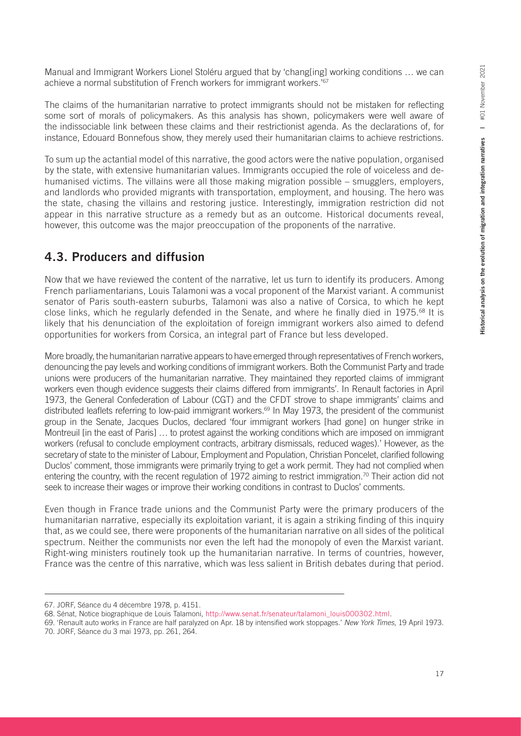Manual and Immigrant Workers Lionel Stoléru argued that by 'chang[ing] working conditions … we can achieve a normal substitution of French workers for immigrant workers.'[67]

The claims of the humanitarian narrative to protect immigrants should not be mistaken for reflecting some sort of morals of policymakers. As this analysis has shown, policymakers were well aware of the indissociable link between these claims and their restrictionist agenda. As the declarations of, for instance, Edouard Bonnefous show, they merely used their humanitarian claims to achieve restrictions.

To sum up the actantial model of this narrative, the good actors were the native population, organised by the state, with extensive humanitarian values. Immigrants occupied the role of voiceless and de-humanised victims. The villains were all those making migration possible – smugglers, employers, and landlords who provided migrants with transportation, employment, and housing. The hero was the state, chasing the villains and restoring justice. Interestingly, immigration restriction did not appear in this narrative structure as a remedy but as an outcome. Historical documents reveal, however, this outcome was the major preoccupation of the proponents of the narrative.

## 4.3. Producers and diffusion

Now that we have reviewed the content of the narrative, let us turn to identify its producers. Among French parliamentarians, Louis Talamoni was a vocal proponent of the Marxist variant. A communist senator of Paris south-eastern suburbs, Talamoni was also a native of Corsica, to which he kept close links, which he regularly defended in the Senate, and where he finally died in 1975.[68] It is likely that his denunciation of the exploitation of foreign immigrant workers also aimed to defend opportunities for workers from Corsica, an integral part of France but less developed.

More broadly, the humanitarian narrative appears to have emerged through representatives of French workers, denouncing the pay levels and working conditions of immigrant workers. Both the Communist Party and trade unions were producers of the humanitarian narrative. They maintained they reported claims of immigrant workers even though evidence suggests their claims differed from immigrants'. In Renault factories in April 1973, the General Confederation of Labour (CGT) and the CFDT strove to shape immigrants' claims and distributed leaflets referring to low-paid immigrant workers.[69] In May 1973, the president of the communist group in the Senate, Jacques Duclos, declared 'four immigrant workers [had gone] on hunger strike in Montreuil [in the east of Paris] … to protest against the working conditions which are imposed on immigrant workers (refusal to conclude employment contracts, arbitrary dismissals, reduced wages).' However, as the secretary of state to the minister of Labour, Employment and Population, Christian Poncelet, clarified following Duclos' comment, those immigrants were primarily trying to get a work permit. They had not complied when entering the country, with the recent regulation of 1972 aiming to restrict immigration.[70] Their action did not seek to increase their wages or improve their working conditions in contrast to Duclos' comments.

Even though in France trade unions and the Communist Party were the primary producers of the humanitarian narrative, especially its exploitation variant, it is again a striking finding of this inquiry that, as we could see, there were proponents of the humanitarian narrative on all sides of the political spectrum. Neither the communists nor even the left had the monopoly of even the Marxist variant. Right-wing ministers routinely took up the humanitarian narrative. In terms of countries, however, France was the centre of this narrative, which was less salient in British debates during that period.

67. JORF, Séance du 4 décembre 1978, p. 4151.

68. Sénat, Notice biographique de Louis Talamoni, http://www.senat.fr/senateur/talamoni_louis000302.html.

69. 'Renault auto works in France are half paralyzed on Apr. 18 by intensified work stoppages.' *New York Times*, 19 April 1973.

70. JORF, Séance du 3 mai 1973, pp. 261, 264.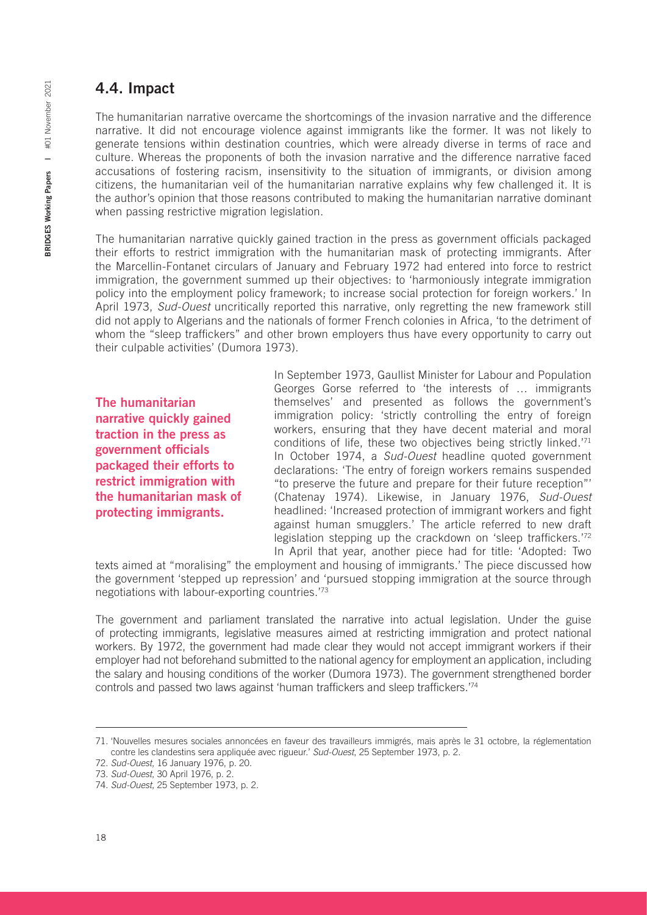## 4.4. Impact

The humanitarian narrative overcame the shortcomings of the invasion narrative and the difference narrative. It did not encourage violence against immigrants like the former. It was not likely to generate tensions within destination countries, which were already diverse in terms of race and culture. Whereas the proponents of both the invasion narrative and the difference narrative faced accusations of fostering racism, insensitivity to the situation of immigrants, or division among citizens, the humanitarian veil of the humanitarian narrative explains why few challenged it. It is the author's opinion that those reasons contributed to making the humanitarian narrative dominant when passing restrictive migration legislation.

The humanitarian narrative quickly gained traction in the press as government officials packaged their efforts to restrict immigration with the humanitarian mask of protecting immigrants. After the Marcellin-Fontanet circulars of January and February 1972 had entered into force to restrict immigration, the government summed up their objectives: to 'harmoniously integrate immigration policy into the employment policy framework; to increase social protection for foreign workers.' In April 1973, *Sud-Ouest* uncritically reported this narrative, only regretting the new framework still did not apply to Algerians and the nationals of former French colonies in Africa, 'to the detriment of whom the "sleep traffickers" and other brown employers thus have every opportunity to carry out their culpable activities' (Dumora 1973).

**The humanitarian narrative quickly gained traction in the press as government officials packaged their efforts to restrict immigration with the humanitarian mask of protecting immigrants.**

In September 1973, Gaullist Minister for Labour and Population Georges Gorse referred to 'the interests of … immigrants themselves' and presented as follows the government's immigration policy: 'strictly controlling the entry of foreign workers, ensuring that they have decent material and moral conditions of life, these two objectives being strictly linked.'[71] In October 1974, a *Sud-Ouest* headline quoted government declarations: 'The entry of foreign workers remains suspended "to preserve the future and prepare for their future reception"' (Chatenay 1974). Likewise, in January 1976, *Sud-Ouest* headlined: 'Increased protection of immigrant workers and fight against human smugglers.' The article referred to new draft legislation stepping up the crackdown on 'sleep traffickers.'[72] In April that year, another piece had for title: 'Adopted: Two texts aimed at "moralising" the employment and housing of immigrants.' The piece discussed how the government 'stepped up repression' and 'pursued stopping immigration at the source through negotiations with labour-exporting countries.'[73]

The government and parliament translated the narrative into actual legislation. Under the guise of protecting immigrants, legislative measures aimed at restricting immigration and protect national workers. By 1972, the government had made clear they would not accept immigrant workers if their employer had not beforehand submitted to the national agency for employment an application, including the salary and housing conditions of the worker (Dumora 1973). The government strengthened border controls and passed two laws against 'human traffickers and sleep traffickers.'[74]

---

71. 'Nouvelles mesures sociales annoncées en faveur des travailleurs immigrés, mais après le 31 octobre, la réglementation contre les clandestins sera appliquée avec rigueur.' *Sud-Ouest*, 25 September 1973, p. 2.
72. *Sud-Ouest*, 16 January 1976, p. 20.
73. *Sud-Ouest*, 30 April 1976, p. 2.
74. *Sud-Ouest*, 25 September 1973, p. 2.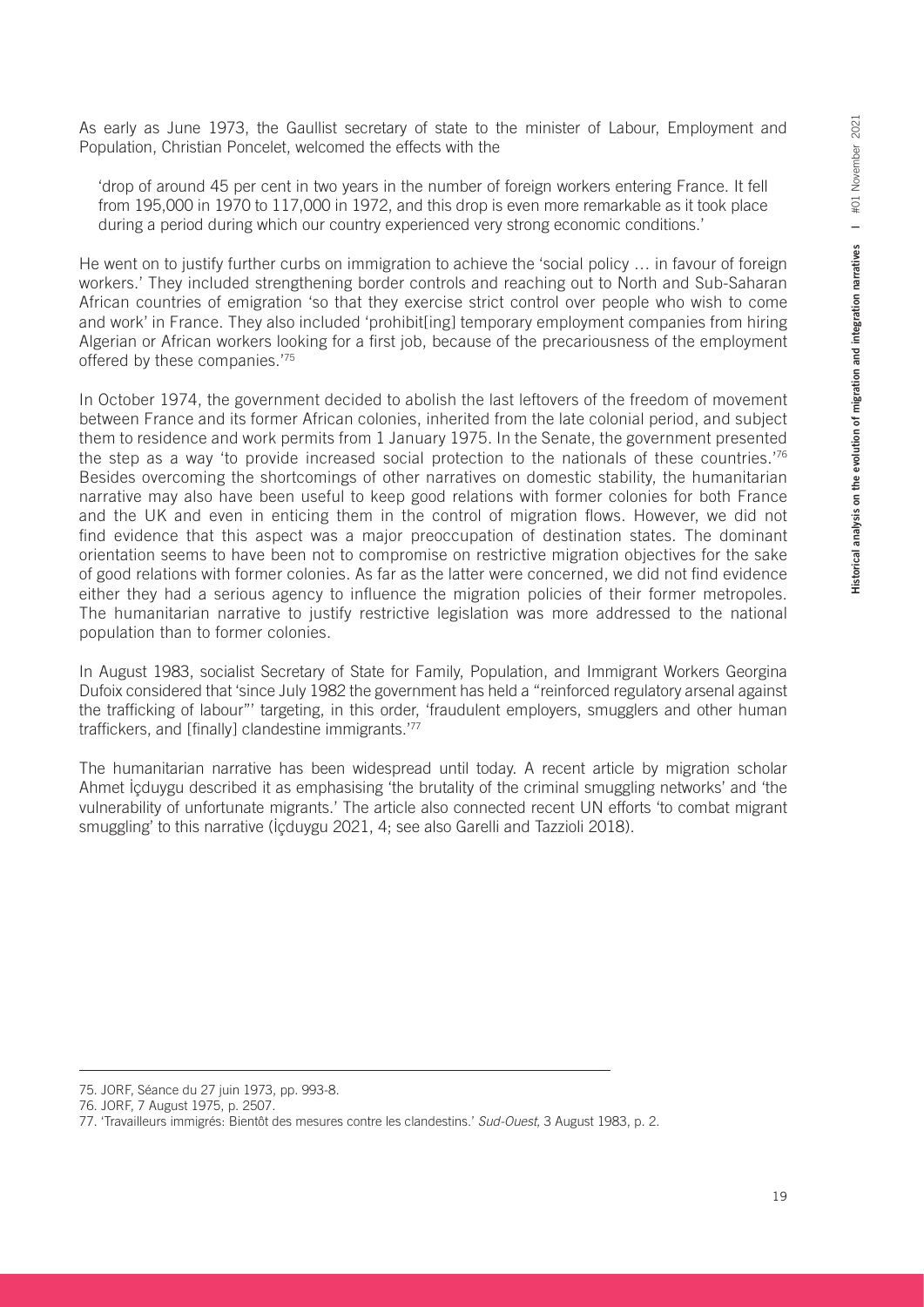As early as June 1973, the Gaullist secretary of state to the minister of Labour, Employment and Population, Christian Poncelet, welcomed the effects with the

> 'drop of around 45 per cent in two years in the number of foreign workers entering France. It fell from 195,000 in 1970 to 117,000 in 1972, and this drop is even more remarkable as it took place during a period during which our country experienced very strong economic conditions.'

He went on to justify further curbs on immigration to achieve the 'social policy … in favour of foreign workers.' They included strengthening border controls and reaching out to North and Sub-Saharan African countries of emigration 'so that they exercise strict control over people who wish to come and work' in France. They also included 'prohibit[ing] temporary employment companies from hiring Algerian or African workers looking for a first job, because of the precariousness of the employment offered by these companies.'[75]

In October 1974, the government decided to abolish the last leftovers of the freedom of movement between France and its former African colonies, inherited from the late colonial period, and subject them to residence and work permits from 1 January 1975. In the Senate, the government presented the step as a way 'to provide increased social protection to the nationals of these countries.'[76] Besides overcoming the shortcomings of other narratives on domestic stability, the humanitarian narrative may also have been useful to keep good relations with former colonies for both France and the UK and even in enticing them in the control of migration flows. However, we did not find evidence that this aspect was a major preoccupation of destination states. The dominant orientation seems to have been not to compromise on restrictive migration objectives for the sake of good relations with former colonies. As far as the latter were concerned, we did not find evidence either they had a serious agency to influence the migration policies of their former metropoles. The humanitarian narrative to justify restrictive legislation was more addressed to the national population than to former colonies.

In August 1983, socialist Secretary of State for Family, Population, and Immigrant Workers Georgina Dufoix considered that 'since July 1982 the government has held a "reinforced regulatory arsenal against the trafficking of labour"' targeting, in this order, 'fraudulent employers, smugglers and other human traffickers, and [finally] clandestine immigrants.'[77]

The humanitarian narrative has been widespread until today. A recent article by migration scholar Ahmet İçduygu described it as emphasising 'the brutality of the criminal smuggling networks' and 'the vulnerability of unfortunate migrants.' The article also connected recent UN efforts 'to combat migrant smuggling' to this narrative (İçduygu 2021, 4; see also Garelli and Tazzioli 2018).

---

75. JORF, Séance du 27 juin 1973, pp. 993-8.

76. JORF, 7 August 1975, p. 2507.

77. 'Travailleurs immigrés: Bientôt des mesures contre les clandestins.' *Sud-Ouest*, 3 August 1983, p. 2.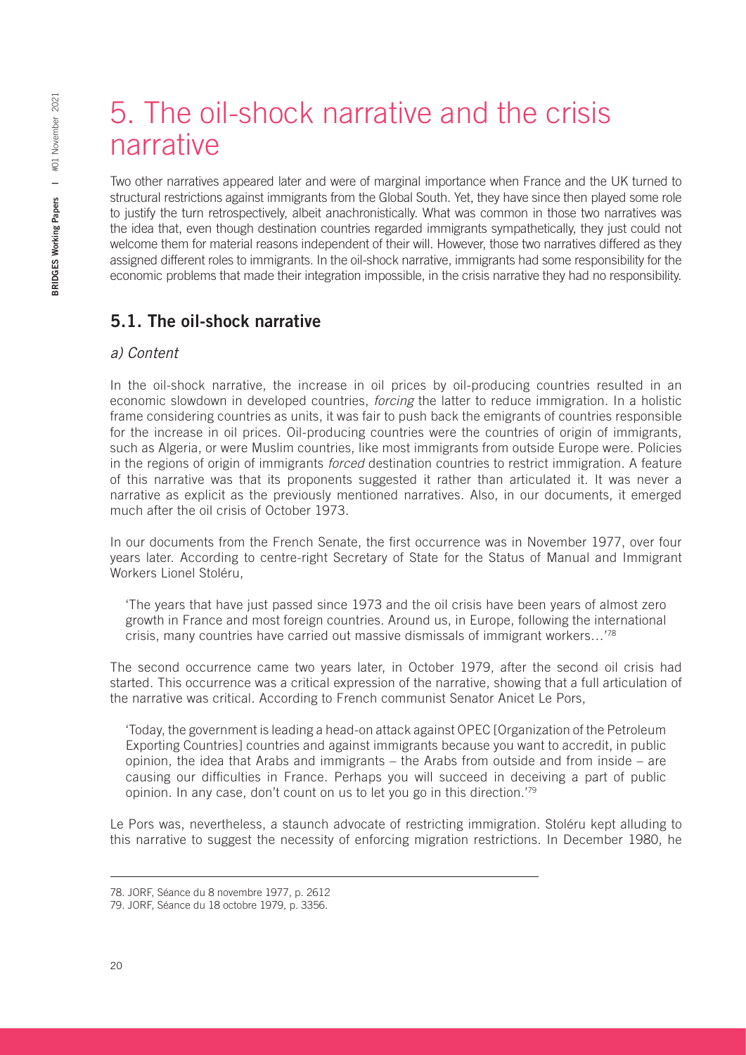# 5. The oil-shock narrative and the crisis narrative

Two other narratives appeared later and were of marginal importance when France and the UK turned to structural restrictions against immigrants from the Global South. Yet, they have since then played some role to justify the turn retrospectively, albeit anachronistically. What was common in those two narratives was the idea that, even though destination countries regarded immigrants sympathetically, they just could not welcome them for material reasons independent of their will. However, those two narratives differed as they assigned different roles to immigrants. In the oil-shock narrative, immigrants had some responsibility for the economic problems that made their integration impossible, in the crisis narrative they had no responsibility.

## 5.1. The oil-shock narrative

### *a) Content*

In the oil-shock narrative, the increase in oil prices by oil-producing countries resulted in an economic slowdown in developed countries, *forcing* the latter to reduce immigration. In a holistic frame considering countries as units, it was fair to push back the emigrants of countries responsible for the increase in oil prices. Oil-producing countries were the countries of origin of immigrants, such as Algeria, or were Muslim countries, like most immigrants from outside Europe were. Policies in the regions of origin of immigrants *forced* destination countries to restrict immigration. A feature of this narrative was that its proponents suggested it rather than articulated it. It was never a narrative as explicit as the previously mentioned narratives. Also, in our documents, it emerged much after the oil crisis of October 1973.

In our documents from the French Senate, the first occurrence was in November 1977, over four years later. According to centre-right Secretary of State for the Status of Manual and Immigrant Workers Lionel Stoléru,

> 'The years that have just passed since 1973 and the oil crisis have been years of almost zero growth in France and most foreign countries. Around us, in Europe, following the international crisis, many countries have carried out massive dismissals of immigrant workers…'[78]

The second occurrence came two years later, in October 1979, after the second oil crisis had started. This occurrence was a critical expression of the narrative, showing that a full articulation of the narrative was critical. According to French communist Senator Anicet Le Pors,

> 'Today, the government is leading a head-on attack against OPEC [Organization of the Petroleum Exporting Countries] countries and against immigrants because you want to accredit, in public opinion, the idea that Arabs and immigrants – the Arabs from outside and from inside – are causing our difficulties in France. Perhaps you will succeed in deceiving a part of public opinion. In any case, don't count on us to let you go in this direction.'[79]

Le Pors was, nevertheless, a staunch advocate of restricting immigration. Stoléru kept alluding to this narrative to suggest the necessity of enforcing migration restrictions. In December 1980, he

---

78. JORF, Séance du 8 novembre 1977, p. 2612

79. JORF, Séance du 18 octobre 1979, p. 3356.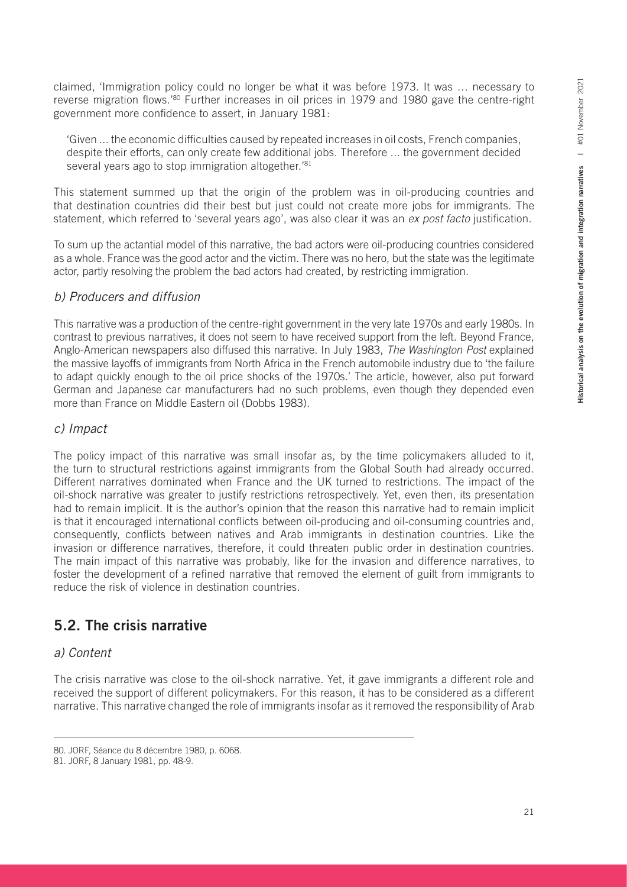claimed, 'Immigration policy could no longer be what it was before 1973. It was … necessary to reverse migration flows.'[80] Further increases in oil prices in 1979 and 1980 gave the centre-right government more confidence to assert, in January 1981:

> 'Given ... the economic difficulties caused by repeated increases in oil costs, French companies, despite their efforts, can only create few additional jobs. Therefore ... the government decided several years ago to stop immigration altogether.'[81]

This statement summed up that the origin of the problem was in oil-producing countries and that destination countries did their best but just could not create more jobs for immigrants. The statement, which referred to 'several years ago', was also clear it was an *ex post facto* justification.

To sum up the actantial model of this narrative, the bad actors were oil-producing countries considered as a whole. France was the good actor and the victim. There was no hero, but the state was the legitimate actor, partly resolving the problem the bad actors had created, by restricting immigration.

### *b) Producers and diffusion*

This narrative was a production of the centre-right government in the very late 1970s and early 1980s. In contrast to previous narratives, it does not seem to have received support from the left. Beyond France, Anglo-American newspapers also diffused this narrative. In July 1983, *The Washington Post* explained the massive layoffs of immigrants from North Africa in the French automobile industry due to 'the failure to adapt quickly enough to the oil price shocks of the 1970s.' The article, however, also put forward German and Japanese car manufacturers had no such problems, even though they depended even more than France on Middle Eastern oil (Dobbs 1983).

### *c) Impact*

The policy impact of this narrative was small insofar as, by the time policymakers alluded to it, the turn to structural restrictions against immigrants from the Global South had already occurred. Different narratives dominated when France and the UK turned to restrictions. The impact of the oil-shock narrative was greater to justify restrictions retrospectively. Yet, even then, its presentation had to remain implicit. It is the author's opinion that the reason this narrative had to remain implicit is that it encouraged international conflicts between oil-producing and oil-consuming countries and, consequently, conflicts between natives and Arab immigrants in destination countries. Like the invasion or difference narratives, therefore, it could threaten public order in destination countries. The main impact of this narrative was probably, like for the invasion and difference narratives, to foster the development of a refined narrative that removed the element of guilt from immigrants to reduce the risk of violence in destination countries.

## 5.2. The crisis narrative

### *a) Content*

The crisis narrative was close to the oil-shock narrative. Yet, it gave immigrants a different role and received the support of different policymakers. For this reason, it has to be considered as a different narrative. This narrative changed the role of immigrants insofar as it removed the responsibility of Arab

---

80. JORF, Séance du 8 décembre 1980, p. 6068.

81. JORF, 8 January 1981, pp. 48-9.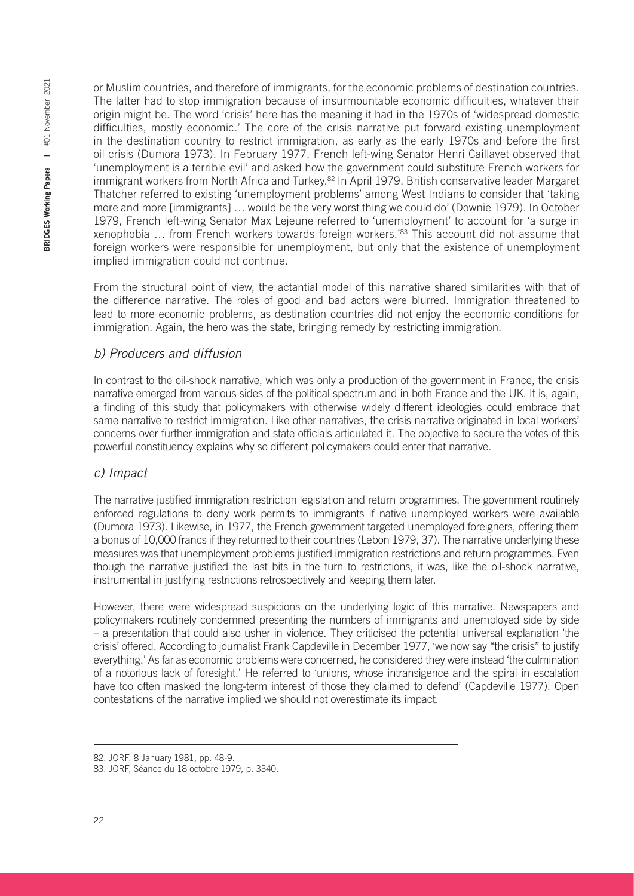or Muslim countries, and therefore of immigrants, for the economic problems of destination countries. The latter had to stop immigration because of insurmountable economic difficulties, whatever their origin might be. The word 'crisis' here has the meaning it had in the 1970s of 'widespread domestic difficulties, mostly economic.' The core of the crisis narrative put forward existing unemployment in the destination country to restrict immigration, as early as the early 1970s and before the first oil crisis (Dumora 1973). In February 1977, French left-wing Senator Henri Caillavet observed that 'unemployment is a terrible evil' and asked how the government could substitute French workers for immigrant workers from North Africa and Turkey.[82] In April 1979, British conservative leader Margaret Thatcher referred to existing 'unemployment problems' among West Indians to consider that 'taking more and more [immigrants] … would be the very worst thing we could do' (Downie 1979). In October 1979, French left-wing Senator Max Lejeune referred to 'unemployment' to account for 'a surge in xenophobia … from French workers towards foreign workers.'[83] This account did not assume that foreign workers were responsible for unemployment, but only that the existence of unemployment implied immigration could not continue.

From the structural point of view, the actantial model of this narrative shared similarities with that of the difference narrative. The roles of good and bad actors were blurred. Immigration threatened to lead to more economic problems, as destination countries did not enjoy the economic conditions for immigration. Again, the hero was the state, bringing remedy by restricting immigration.

### *b) Producers and diffusion*

In contrast to the oil-shock narrative, which was only a production of the government in France, the crisis narrative emerged from various sides of the political spectrum and in both France and the UK. It is, again, a finding of this study that policymakers with otherwise widely different ideologies could embrace that same narrative to restrict immigration. Like other narratives, the crisis narrative originated in local workers' concerns over further immigration and state officials articulated it. The objective to secure the votes of this powerful constituency explains why so different policymakers could enter that narrative.

### *c) Impact*

The narrative justified immigration restriction legislation and return programmes. The government routinely enforced regulations to deny work permits to immigrants if native unemployed workers were available (Dumora 1973). Likewise, in 1977, the French government targeted unemployed foreigners, offering them a bonus of 10,000 francs if they returned to their countries (Lebon 1979, 37). The narrative underlying these measures was that unemployment problems justified immigration restrictions and return programmes. Even though the narrative justified the last bits in the turn to restrictions, it was, like the oil-shock narrative, instrumental in justifying restrictions retrospectively and keeping them later.

However, there were widespread suspicions on the underlying logic of this narrative. Newspapers and policymakers routinely condemned presenting the numbers of immigrants and unemployed side by side – a presentation that could also usher in violence. They criticised the potential universal explanation 'the crisis' offered. According to journalist Frank Capdeville in December 1977, 'we now say "the crisis" to justify everything.' As far as economic problems were concerned, he considered they were instead 'the culmination of a notorious lack of foresight.' He referred to 'unions, whose intransigence and the spiral in escalation have too often masked the long-term interest of those they claimed to defend' (Capdeville 1977). Open contestations of the narrative implied we should not overestimate its impact.

---

82. JORF, 8 January 1981, pp. 48-9.

83. JORF, Séance du 18 octobre 1979, p. 3340.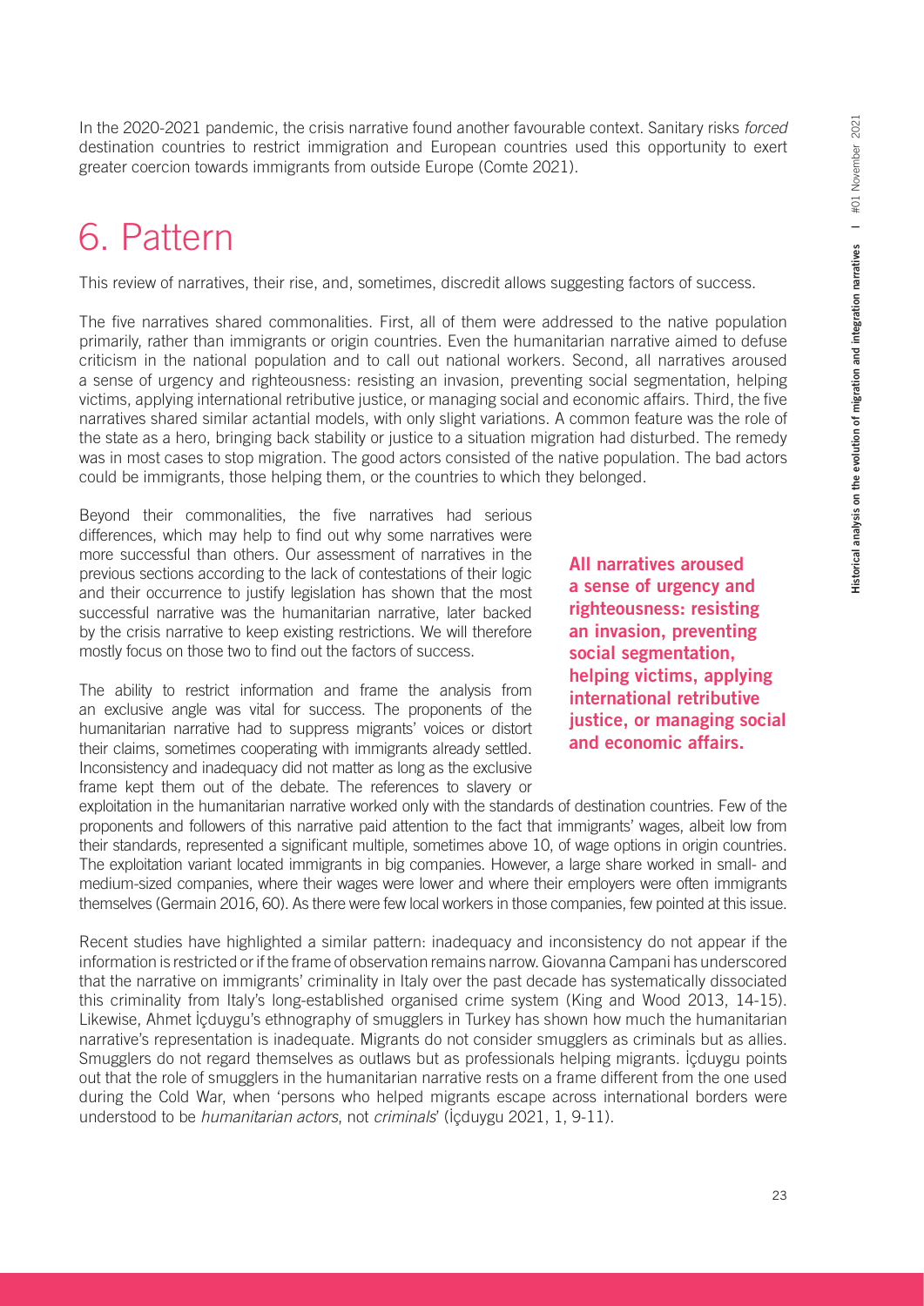In the 2020-2021 pandemic, the crisis narrative found another favourable context. Sanitary risks *forced* destination countries to restrict immigration and European countries used this opportunity to exert greater coercion towards immigrants from outside Europe (Comte 2021).

# 6. Pattern

This review of narratives, their rise, and, sometimes, discredit allows suggesting factors of success.

The five narratives shared commonalities. First, all of them were addressed to the native population primarily, rather than immigrants or origin countries. Even the humanitarian narrative aimed to defuse criticism in the national population and to call out national workers. Second, all narratives aroused a sense of urgency and righteousness: resisting an invasion, preventing social segmentation, helping victims, applying international retributive justice, or managing social and economic affairs. Third, the five narratives shared similar actantial models, with only slight variations. A common feature was the role of the state as a hero, bringing back stability or justice to a situation migration had disturbed. The remedy was in most cases to stop migration. The good actors consisted of the native population. The bad actors could be immigrants, those helping them, or the countries to which they belonged.

Beyond their commonalities, the five narratives had serious differences, which may help to find out why some narratives were more successful than others. Our assessment of narratives in the previous sections according to the lack of contestations of their logic and their occurrence to justify legislation has shown that the most successful narrative was the humanitarian narrative, later backed by the crisis narrative to keep existing restrictions. We will therefore mostly focus on those two to find out the factors of success.

**All narratives aroused a sense of urgency and righteousness: resisting an invasion, preventing social segmentation, helping victims, applying international retributive justice, or managing social and economic affairs.**

The ability to restrict information and frame the analysis from an exclusive angle was vital for success. The proponents of the humanitarian narrative had to suppress migrants' voices or distort their claims, sometimes cooperating with immigrants already settled. Inconsistency and inadequacy did not matter as long as the exclusive frame kept them out of the debate. The references to slavery or exploitation in the humanitarian narrative worked only with the standards of destination countries. Few of the proponents and followers of this narrative paid attention to the fact that immigrants' wages, albeit low from their standards, represented a significant multiple, sometimes above 10, of wage options in origin countries. The exploitation variant located immigrants in big companies. However, a large share worked in small- and medium-sized companies, where their wages were lower and where their employers were often immigrants themselves (Germain 2016, 60). As there were few local workers in those companies, few pointed at this issue.

Recent studies have highlighted a similar pattern: inadequacy and inconsistency do not appear if the information is restricted or if the frame of observation remains narrow. Giovanna Campani has underscored that the narrative on immigrants' criminality in Italy over the past decade has systematically dissociated this criminality from Italy's long-established organised crime system (King and Wood 2013, 14-15). Likewise, Ahmet İçduygu's ethnography of smugglers in Turkey has shown how much the humanitarian narrative's representation is inadequate. Migrants do not consider smugglers as criminals but as allies. Smugglers do not regard themselves as outlaws but as professionals helping migrants. İçduygu points out that the role of smugglers in the humanitarian narrative rests on a frame different from the one used during the Cold War, when 'persons who helped migrants escape across international borders were understood to be *humanitarian actors*, not *criminals*' (İçduygu 2021, 1, 9-11).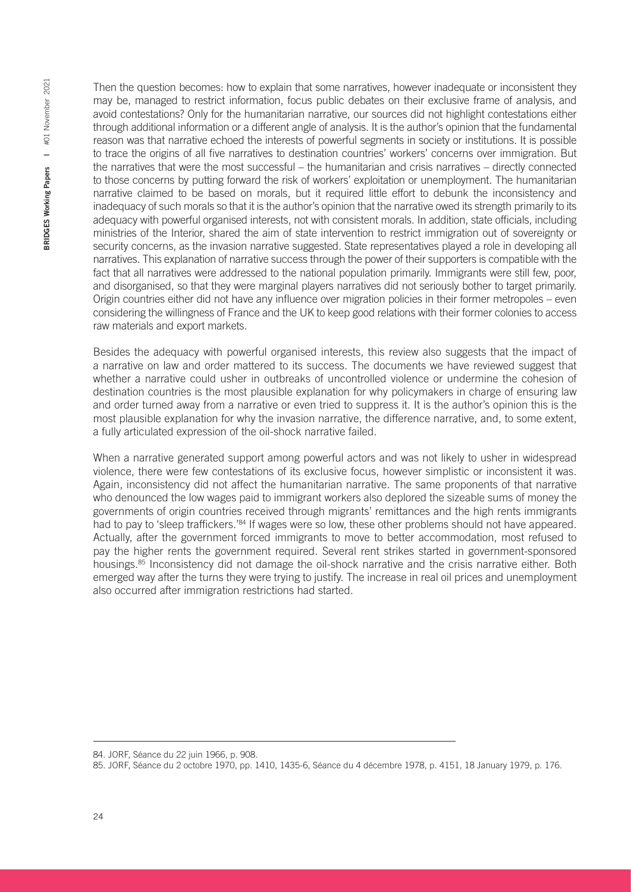Then the question becomes: how to explain that some narratives, however inadequate or inconsistent they may be, managed to restrict information, focus public debates on their exclusive frame of analysis, and avoid contestations? Only for the humanitarian narrative, our sources did not highlight contestations either through additional information or a different angle of analysis. It is the author's opinion that the fundamental reason was that narrative echoed the interests of powerful segments in society or institutions. It is possible to trace the origins of all five narratives to destination countries' workers' concerns over immigration. But the narratives that were the most successful – the humanitarian and crisis narratives – directly connected to those concerns by putting forward the risk of workers' exploitation or unemployment. The humanitarian narrative claimed to be based on morals, but it required little effort to debunk the inconsistency and inadequacy of such morals so that it is the author's opinion that the narrative owed its strength primarily to its adequacy with powerful organised interests, not with consistent morals. In addition, state officials, including ministries of the Interior, shared the aim of state intervention to restrict immigration out of sovereignty or security concerns, as the invasion narrative suggested. State representatives played a role in developing all narratives. This explanation of narrative success through the power of their supporters is compatible with the fact that all narratives were addressed to the national population primarily. Immigrants were still few, poor, and disorganised, so that they were marginal players narratives did not seriously bother to target primarily. Origin countries either did not have any influence over migration policies in their former metropoles – even considering the willingness of France and the UK to keep good relations with their former colonies to access raw materials and export markets.

Besides the adequacy with powerful organised interests, this review also suggests that the impact of a narrative on law and order mattered to its success. The documents we have reviewed suggest that whether a narrative could usher in outbreaks of uncontrolled violence or undermine the cohesion of destination countries is the most plausible explanation for why policymakers in charge of ensuring law and order turned away from a narrative or even tried to suppress it. It is the author's opinion this is the most plausible explanation for why the invasion narrative, the difference narrative, and, to some extent, a fully articulated expression of the oil-shock narrative failed.

When a narrative generated support among powerful actors and was not likely to usher in widespread violence, there were few contestations of its exclusive focus, however simplistic or inconsistent it was. Again, inconsistency did not affect the humanitarian narrative. The same proponents of that narrative who denounced the low wages paid to immigrant workers also deplored the sizeable sums of money the governments of origin countries received through migrants' remittances and the high rents immigrants had to pay to 'sleep traffickers.'[84] If wages were so low, these other problems should not have appeared. Actually, after the government forced immigrants to move to better accommodation, most refused to pay the higher rents the government required. Several rent strikes started in government-sponsored housings.[85] Inconsistency did not damage the oil-shock narrative and the crisis narrative either. Both emerged way after the turns they were trying to justify. The increase in real oil prices and unemployment also occurred after immigration restrictions had started.

---

84. JORF, Séance du 22 juin 1966, p. 908.

85. JORF, Séance du 2 octobre 1970, pp. 1410, 1435-6, Séance du 4 décembre 1978, p. 4151, 18 January 1979, p. 176.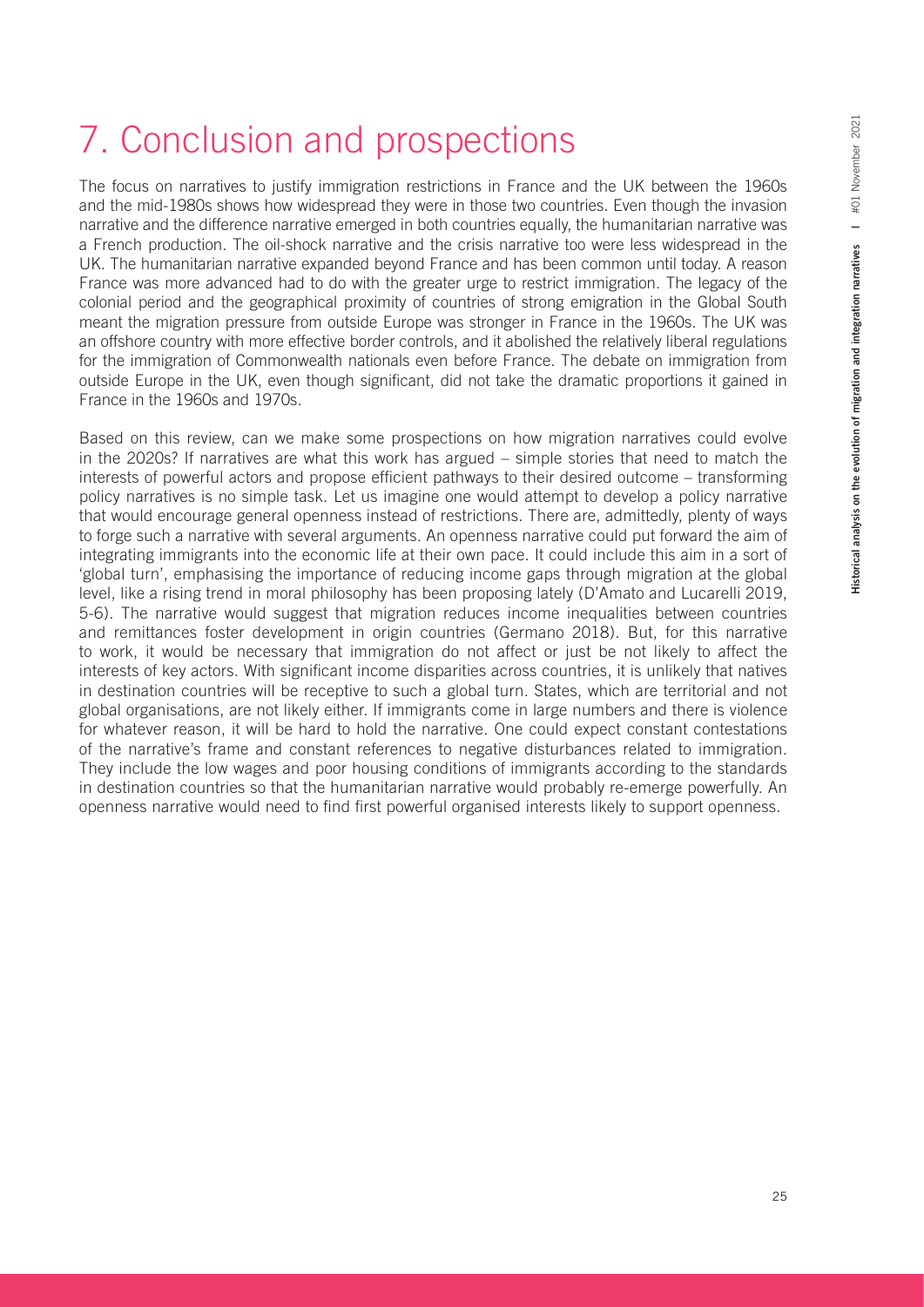# 7. Conclusion and prospections

The focus on narratives to justify immigration restrictions in France and the UK between the 1960s and the mid-1980s shows how widespread they were in those two countries. Even though the invasion narrative and the difference narrative emerged in both countries equally, the humanitarian narrative was a French production. The oil-shock narrative and the crisis narrative too were less widespread in the UK. The humanitarian narrative expanded beyond France and has been common until today. A reason France was more advanced had to do with the greater urge to restrict immigration. The legacy of the colonial period and the geographical proximity of countries of strong emigration in the Global South meant the migration pressure from outside Europe was stronger in France in the 1960s. The UK was an offshore country with more effective border controls, and it abolished the relatively liberal regulations for the immigration of Commonwealth nationals even before France. The debate on immigration from outside Europe in the UK, even though significant, did not take the dramatic proportions it gained in France in the 1960s and 1970s.

Based on this review, can we make some prospections on how migration narratives could evolve in the 2020s? If narratives are what this work has argued – simple stories that need to match the interests of powerful actors and propose efficient pathways to their desired outcome – transforming policy narratives is no simple task. Let us imagine one would attempt to develop a policy narrative that would encourage general openness instead of restrictions. There are, admittedly, plenty of ways to forge such a narrative with several arguments. An openness narrative could put forward the aim of integrating immigrants into the economic life at their own pace. It could include this aim in a sort of 'global turn', emphasising the importance of reducing income gaps through migration at the global level, like a rising trend in moral philosophy has been proposing lately (D'Amato and Lucarelli 2019, 5-6). The narrative would suggest that migration reduces income inequalities between countries and remittances foster development in origin countries (Germano 2018). But, for this narrative to work, it would be necessary that immigration do not affect or just be not likely to affect the interests of key actors. With significant income disparities across countries, it is unlikely that natives in destination countries will be receptive to such a global turn. States, which are territorial and not global organisations, are not likely either. If immigrants come in large numbers and there is violence for whatever reason, it will be hard to hold the narrative. One could expect constant contestations of the narrative's frame and constant references to negative disturbances related to immigration. They include the low wages and poor housing conditions of immigrants according to the standards in destination countries so that the humanitarian narrative would probably re-emerge powerfully. An openness narrative would need to find first powerful organised interests likely to support openness.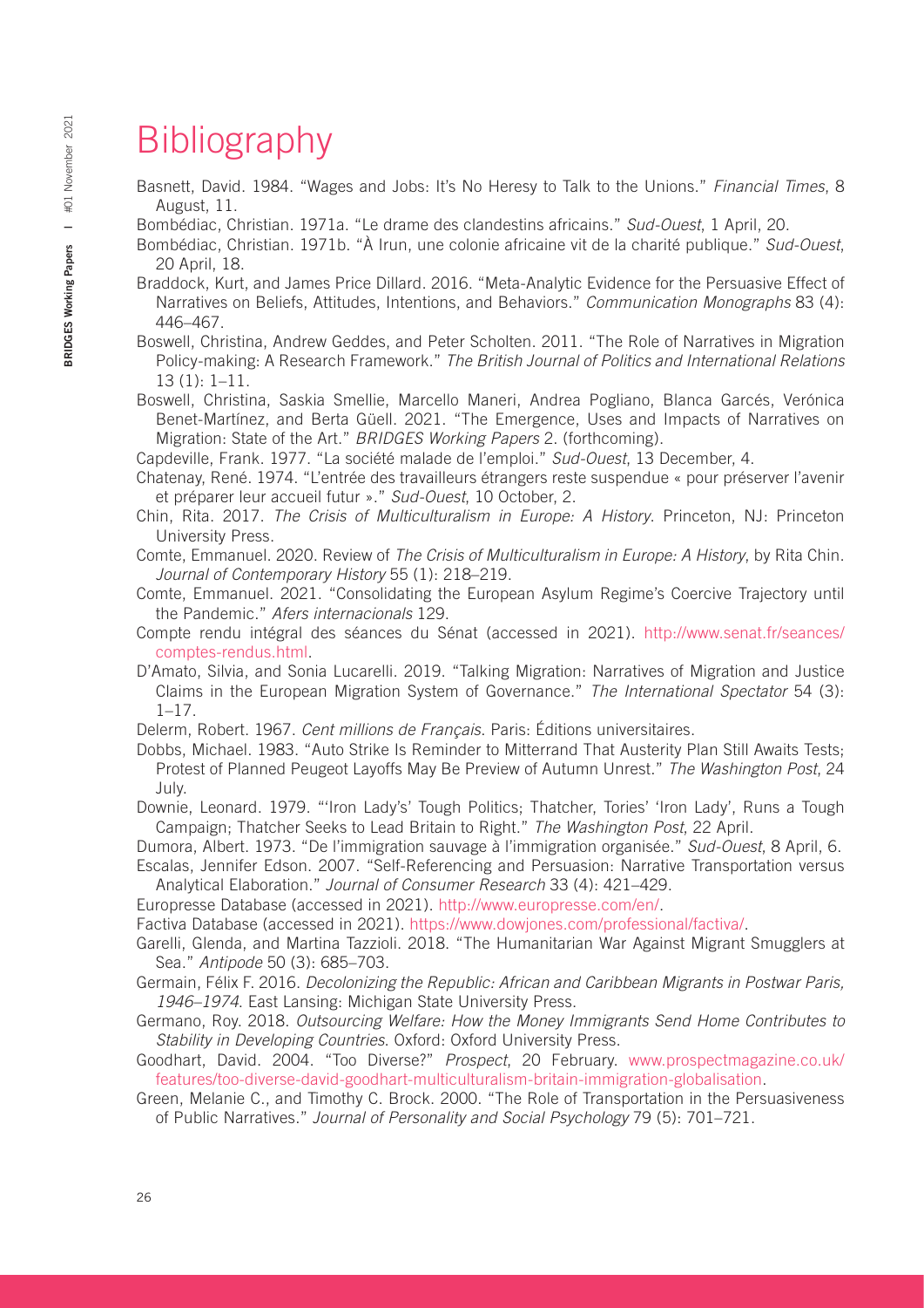# Bibliography

Basnett, David. 1984. "Wages and Jobs: It's No Heresy to Talk to the Unions." *Financial Times*, 8 August, 11.

Bombédiac, Christian. 1971a. "Le drame des clandestins africains." *Sud-Ouest*, 1 April, 20.

Bombédiac, Christian. 1971b. "À Irun, une colonie africaine vit de la charité publique." *Sud-Ouest*, 20 April, 18.

Braddock, Kurt, and James Price Dillard. 2016. "Meta-Analytic Evidence for the Persuasive Effect of Narratives on Beliefs, Attitudes, Intentions, and Behaviors." *Communication Monographs* 83 (4): 446–467.

Boswell, Christina, Andrew Geddes, and Peter Scholten. 2011. "The Role of Narratives in Migration Policy-making: A Research Framework." *The British Journal of Politics and International Relations* 13 (1): 1–11.

Boswell, Christina, Saskia Smellie, Marcello Maneri, Andrea Pogliano, Blanca Garcés, Verónica Benet-Martínez, and Berta Güell. 2021. "The Emergence, Uses and Impacts of Narratives on Migration: State of the Art." *BRIDGES Working Papers* 2. (forthcoming).

Capdeville, Frank. 1977. "La société malade de l'emploi." *Sud-Ouest*, 13 December, 4.

Chatenay, René. 1974. "L'entrée des travailleurs étrangers reste suspendue « pour préserver l'avenir et préparer leur accueil futur »." *Sud-Ouest*, 10 October, 2.

Chin, Rita. 2017. *The Crisis of Multiculturalism in Europe: A History*. Princeton, NJ: Princeton University Press.

Comte, Emmanuel. 2020. Review of *The Crisis of Multiculturalism in Europe: A History*, by Rita Chin. *Journal of Contemporary History* 55 (1): 218–219.

Comte, Emmanuel. 2021. "Consolidating the European Asylum Regime's Coercive Trajectory until the Pandemic." *Afers internacionals* 129.

Compte rendu intégral des séances du Sénat (accessed in 2021). http://www.senat.fr/seances/comptes-rendus.html.

D'Amato, Silvia, and Sonia Lucarelli. 2019. "Talking Migration: Narratives of Migration and Justice Claims in the European Migration System of Governance." *The International Spectator* 54 (3): 1–17.

Delerm, Robert. 1967. *Cent millions de Français*. Paris: Éditions universitaires.

Dobbs, Michael. 1983. "Auto Strike Is Reminder to Mitterrand That Austerity Plan Still Awaits Tests; Protest of Planned Peugeot Layoffs May Be Preview of Autumn Unrest." *The Washington Post*, 24 July.

Downie, Leonard. 1979. "'Iron Lady's' Tough Politics; Thatcher, Tories' 'Iron Lady', Runs a Tough Campaign; Thatcher Seeks to Lead Britain to Right." *The Washington Post*, 22 April.

Dumora, Albert. 1973. "De l'immigration sauvage à l'immigration organisée." *Sud-Ouest*, 8 April, 6.

Escalas, Jennifer Edson. 2007. "Self-Referencing and Persuasion: Narrative Transportation versus Analytical Elaboration." *Journal of Consumer Research* 33 (4): 421–429.

Europresse Database (accessed in 2021). http://www.europresse.com/en/.

Factiva Database (accessed in 2021). https://www.dowjones.com/professional/factiva/.

Garelli, Glenda, and Martina Tazzioli. 2018. "The Humanitarian War Against Migrant Smugglers at Sea." *Antipode* 50 (3): 685–703.

Germain, Félix F. 2016. *Decolonizing the Republic: African and Caribbean Migrants in Postwar Paris, 1946–1974*. East Lansing: Michigan State University Press.

Germano, Roy. 2018. *Outsourcing Welfare: How the Money Immigrants Send Home Contributes to Stability in Developing Countries*. Oxford: Oxford University Press.

Goodhart, David. 2004. "Too Diverse?" *Prospect*, 20 February. www.prospectmagazine.co.uk/features/too-diverse-david-goodhart-multiculturalism-britain-immigration-globalisation.

Green, Melanie C., and Timothy C. Brock. 2000. "The Role of Transportation in the Persuasiveness of Public Narratives." *Journal of Personality and Social Psychology* 79 (5): 701–721.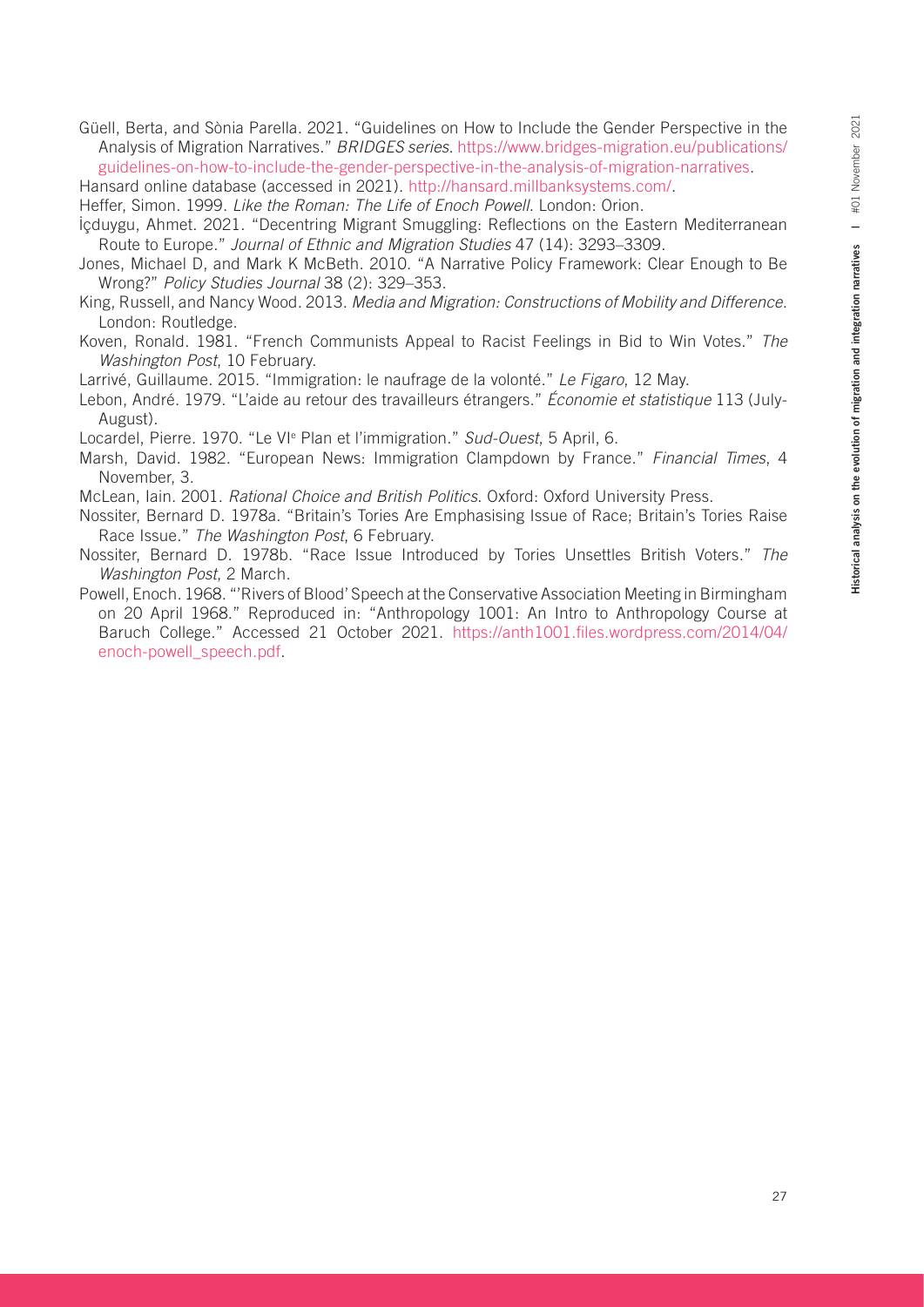Güell, Berta, and Sònia Parella. 2021. "Guidelines on How to Include the Gender Perspective in the Analysis of Migration Narratives." *BRIDGES series*. https://www.bridges-migration.eu/publications/guidelines-on-how-to-include-the-gender-perspective-in-the-analysis-of-migration-narratives.

Hansard online database (accessed in 2021). http://hansard.millbanksystems.com/.

Heffer, Simon. 1999. *Like the Roman: The Life of Enoch Powell*. London: Orion.

İçduygu, Ahmet. 2021. "Decentring Migrant Smuggling: Reflections on the Eastern Mediterranean Route to Europe." *Journal of Ethnic and Migration Studies* 47 (14): 3293–3309.

Jones, Michael D, and Mark K McBeth. 2010. "A Narrative Policy Framework: Clear Enough to Be Wrong?" *Policy Studies Journal* 38 (2): 329–353.

King, Russell, and Nancy Wood. 2013. *Media and Migration: Constructions of Mobility and Difference*. London: Routledge.

Koven, Ronald. 1981. "French Communists Appeal to Racist Feelings in Bid to Win Votes." *The Washington Post*, 10 February.

Larrivé, Guillaume. 2015. "Immigration: le naufrage de la volonté." *Le Figaro*, 12 May.

Lebon, André. 1979. "L'aide au retour des travailleurs étrangers." *Économie et statistique* 113 (July-August).

Locardel, Pierre. 1970. "Le VIe Plan et l'immigration." *Sud-Ouest*, 5 April, 6.

Marsh, David. 1982. "European News: Immigration Clampdown by France." *Financial Times*, 4 November, 3.

McLean, Iain. 2001. *Rational Choice and British Politics*. Oxford: Oxford University Press.

Nossiter, Bernard D. 1978a. "Britain's Tories Are Emphasising Issue of Race; Britain's Tories Raise Race Issue." *The Washington Post*, 6 February.

Nossiter, Bernard D. 1978b. "Race Issue Introduced by Tories Unsettles British Voters." *The Washington Post*, 2 March.

Powell, Enoch. 1968. "'Rivers of Blood' Speech at the Conservative Association Meeting in Birmingham on 20 April 1968." Reproduced in: "Anthropology 1001: An Intro to Anthropology Course at Baruch College." Accessed 21 October 2021. https://anth1001.files.wordpress.com/2014/04/enoch-powell_speech.pdf.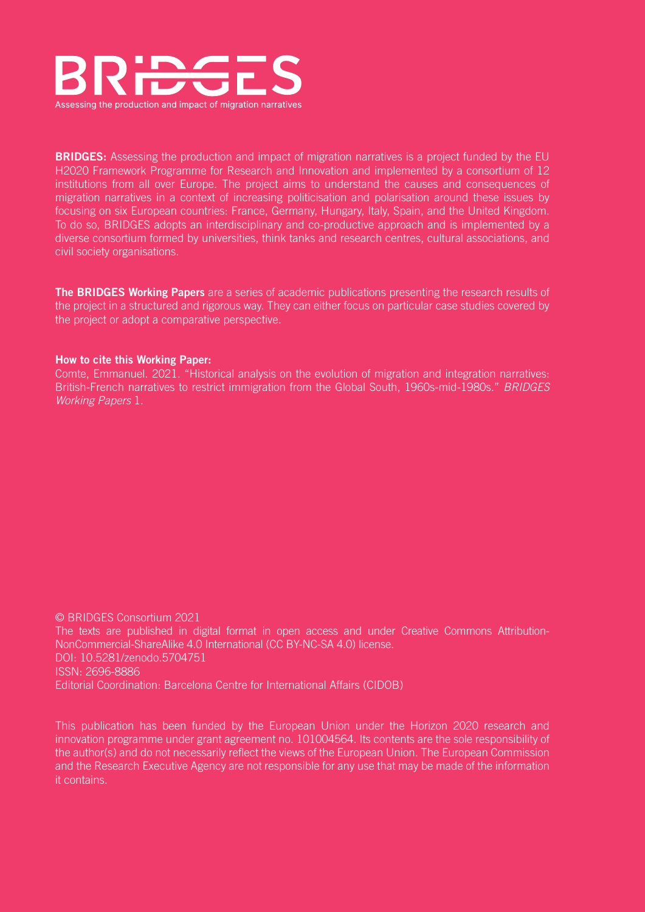# BRIDGES

Assessing the production and impact of migration narratives

**BRIDGES:** Assessing the production and impact of migration narratives is a project funded by the EU H2020 Framework Programme for Research and Innovation and implemented by a consortium of 12 institutions from all over Europe. The project aims to understand the causes and consequences of migration narratives in a context of increasing politicisation and polarisation around these issues by focusing on six European countries: France, Germany, Hungary, Italy, Spain, and the United Kingdom. To do so, BRIDGES adopts an interdisciplinary and co-productive approach and is implemented by a diverse consortium formed by universities, think tanks and research centres, cultural associations, and civil society organisations.

**The BRIDGES Working Papers** are a series of academic publications presenting the research results of the project in a structured and rigorous way. They can either focus on particular case studies covered by the project or adopt a comparative perspective.

**How to cite this Working Paper:**
Comte, Emmanuel. 2021. "Historical analysis on the evolution of migration and integration narratives: British-French narratives to restrict immigration from the Global South, 1960s-mid-1980s." *BRIDGES Working Papers* 1.

© BRIDGES Consortium 2021
The texts are published in digital format in open access and under Creative Commons Attribution-NonCommercial-ShareAlike 4.0 International (CC BY-NC-SA 4.0) license.
DOI: 10.5281/zenodo.5704751
ISSN: 2696-8886
Editorial Coordination: Barcelona Centre for International Affairs (CIDOB)

This publication has been funded by the European Union under the Horizon 2020 research and innovation programme under grant agreement no. 101004564. Its contents are the sole responsibility of the author(s) and do not necessarily reflect the views of the European Union. The European Commission and the Research Executive Agency are not responsible for any use that may be made of the information it contains.